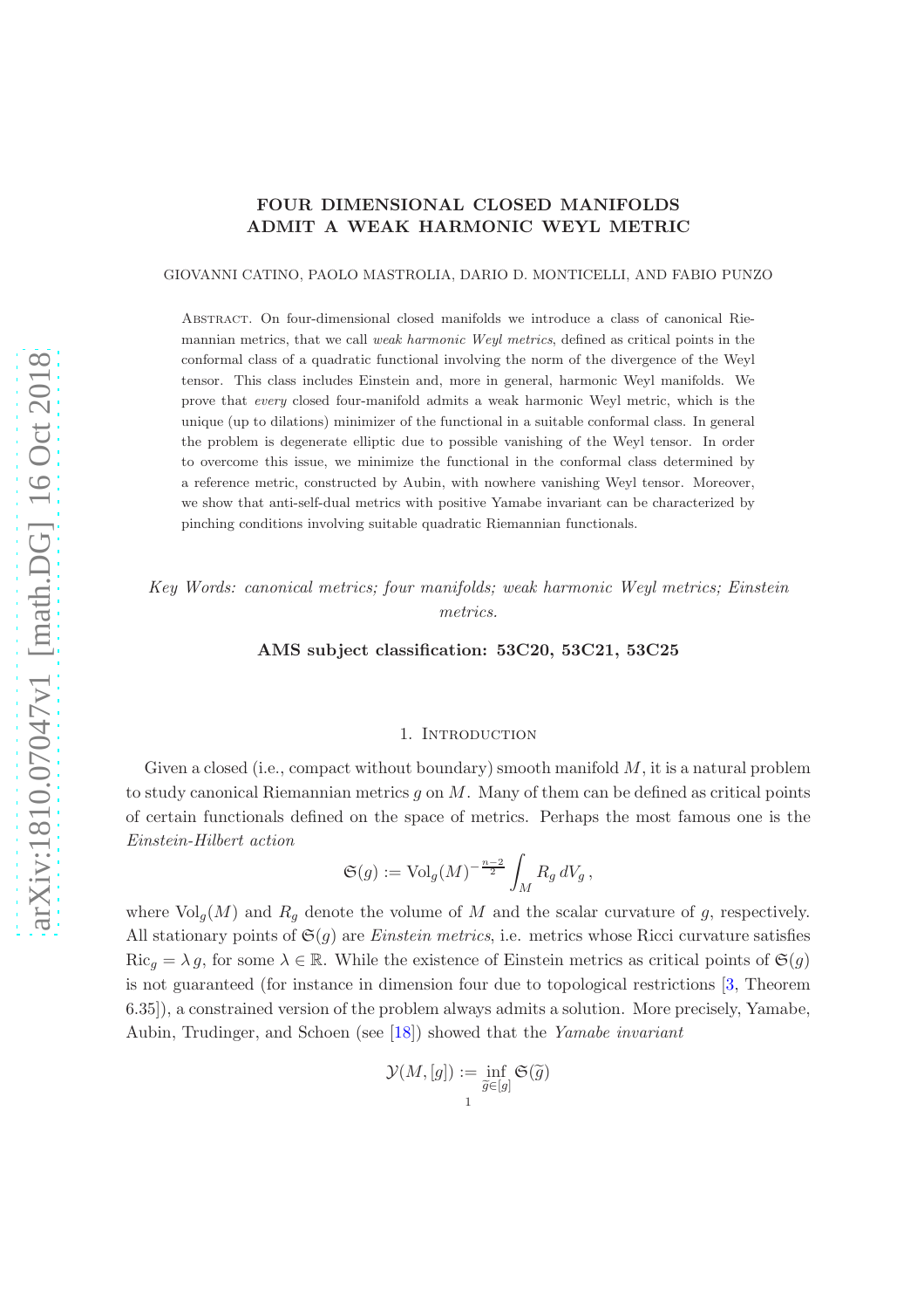# FOUR DIMENSIONAL CLOSED MANIFOLDS ADMIT A WEAK HARMONIC WEYL METRIC

GIOVANNI CATINO, PAOLO MASTROLIA, DARIO D. MONTICELLI, AND FABIO PUNZO

Abstract. On four-dimensional closed manifolds we introduce a class of canonical Riemannian metrics, that we call *weak harmonic Weyl metrics*, defined as critical points in the conformal class of a quadratic functional involving the norm of the divergence of the Weyl tensor. This class includes Einstein and, more in general, harmonic Weyl manifolds. We prove that *every* closed four-manifold admits a weak harmonic Weyl metric, which is the unique (up to dilations) minimizer of the functional in a suitable conformal class. In general the problem is degenerate elliptic due to possible vanishing of the Weyl tensor. In order to overcome this issue, we minimize the functional in the conformal class determined by a reference metric, constructed by Aubin, with nowhere vanishing Weyl tensor. Moreover, we show that anti-self-dual metrics with positive Yamabe invariant can be characterized by pinching conditions involving suitable quadratic Riemannian functionals.

*Key Words: canonical metrics; four manifolds; weak harmonic Weyl metrics; Einstein metrics.*

**AMS subject classification: 53C20, 53C21, 53C25**

## 1. Introduction

Given a closed (i.e., compact without boundary) smooth manifold $M$, it is a natural problem to study canonical Riemannian metrics $g$ on $M$. Many of them can be defined as critical points of certain functionals defined on the space of metrics. Perhaps the most famous one is the *Einstein-Hilbert action*

$$\mathfrak{S}(g) := \mathrm{Vol}_g(M)^{-\frac{n-2}{2}} \int_M R_g \, dV_g \,,$$

where $\mathrm{Vol}_g(M)$ and $R_g$ denote the volume of $M$ and the scalar curvature of $g$, respectively. All stationary points of $\mathfrak{S}(g)$ are *Einstein metrics*, i.e. metrics whose Ricci curvature satisfies $\mathrm{Ric}_g = \lambda\, g$, for some $\lambda \in \mathbb{R}$. While the existence of Einstein metrics as critical points of $\mathfrak{S}(g)$ is not guaranteed (for instance in dimension four due to topological restrictions [3, Theorem 6.35]), a constrained version of the problem always admits a solution. More precisely, Yamabe, Aubin, Trudinger, and Schoen (see [18]) showed that the *Yamabe invariant*

$$\mathcal{Y}(M, [g]) := \inf_{\widetilde{g} \in [g]} \mathfrak{S}(\widetilde{g})$$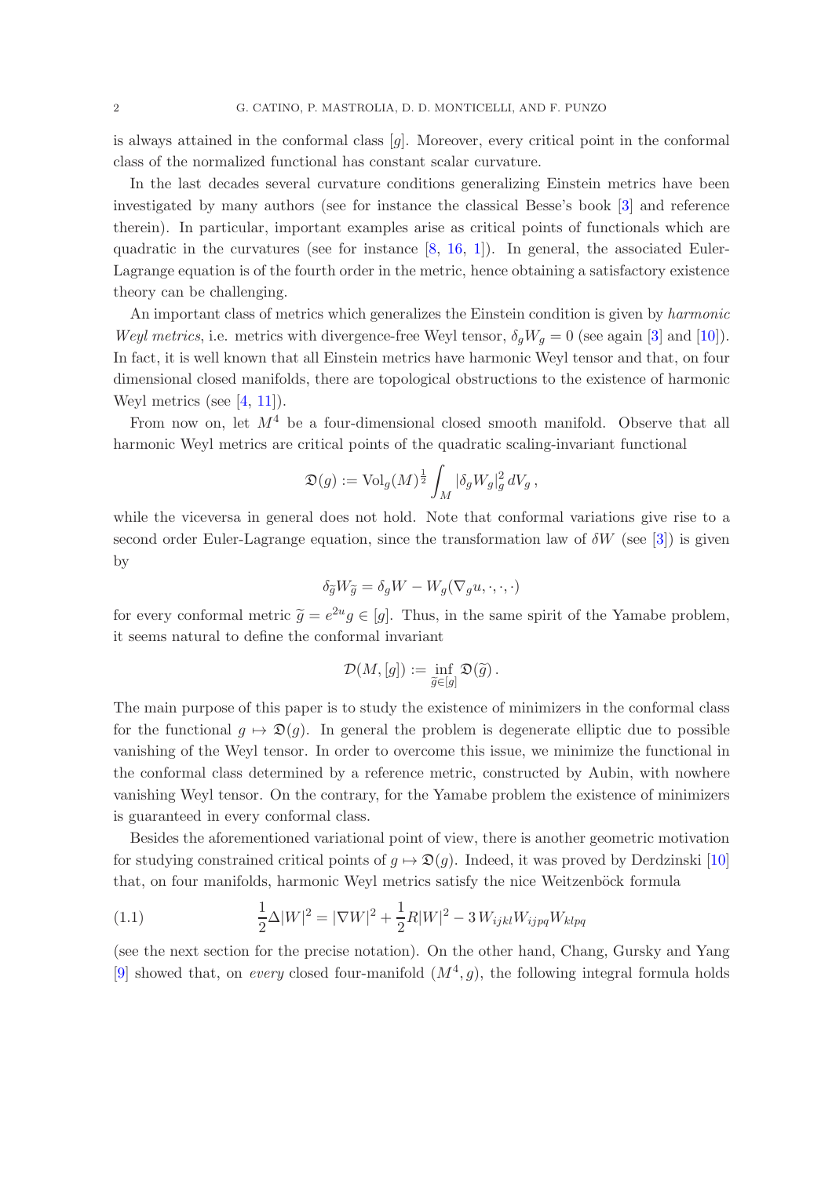is always attained in the conformal class $[g]$. Moreover, every critical point in the conformal class of the normalized functional has constant scalar curvature.

In the last decades several curvature conditions generalizing Einstein metrics have been investigated by many authors (see for instance the classical Besse's book [3] and reference therein). In particular, important examples arise as critical points of functionals which are quadratic in the curvatures (see for instance [8, 16, 1]). In general, the associated Euler-Lagrange equation is of the fourth order in the metric, hence obtaining a satisfactory existence theory can be challenging.

An important class of metrics which generalizes the Einstein condition is given by *harmonic Weyl metrics*, i.e. metrics with divergence-free Weyl tensor, $\delta_g W_g = 0$ (see again [3] and [10]). In fact, it is well known that all Einstein metrics have harmonic Weyl tensor and that, on four dimensional closed manifolds, there are topological obstructions to the existence of harmonic Weyl metrics (see [4, 11]).

From now on, let $M^4$ be a four-dimensional closed smooth manifold. Observe that all harmonic Weyl metrics are critical points of the quadratic scaling-invariant functional

$$\mathfrak{D}(g) := \mathrm{Vol}_g(M)^{\frac{1}{2}} \int_M |\delta_g W_g|_g^2 \, dV_g \,,$$

while the viceversa in general does not hold. Note that conformal variations give rise to a second order Euler-Lagrange equation, since the transformation law of $\delta W$ (see [3]) is given by

$$\delta_{\widetilde{g}} W_{\widetilde{g}} = \delta_g W - W_g(\nabla_g u, \cdot, \cdot, \cdot)$$

for every conformal metric $\widetilde{g} = e^{2u} g \in [g]$. Thus, in the same spirit of the Yamabe problem, it seems natural to define the conformal invariant

$$\mathcal{D}(M, [g]) := \inf_{\widetilde{g} \in [g]} \mathfrak{D}(\widetilde{g}) \,.$$

The main purpose of this paper is to study the existence of minimizers in the conformal class for the functional $g \mapsto \mathfrak{D}(g)$. In general the problem is degenerate elliptic due to possible vanishing of the Weyl tensor. In order to overcome this issue, we minimize the functional in the conformal class determined by a reference metric, constructed by Aubin, with nowhere vanishing Weyl tensor. On the contrary, for the Yamabe problem the existence of minimizers is guaranteed in every conformal class.

Besides the aforementioned variational point of view, there is another geometric motivation for studying constrained critical points of $g \mapsto \mathfrak{D}(g)$. Indeed, it was proved by Derdzinski [10] that, on four manifolds, harmonic Weyl metrics satisfy the nice Weitzenböck formula

$$\frac{1}{2}\Delta |W|^2 = |\nabla W|^2 + \frac{1}{2} R |W|^2 - 3\, W_{ijkl} W_{ijpq} W_{klpq} \tag{1.1}$$

(see the next section for the precise notation). On the other hand, Chang, Gursky and Yang [9] showed that, on *every* closed four-manifold $(M^4, g)$, the following integral formula holds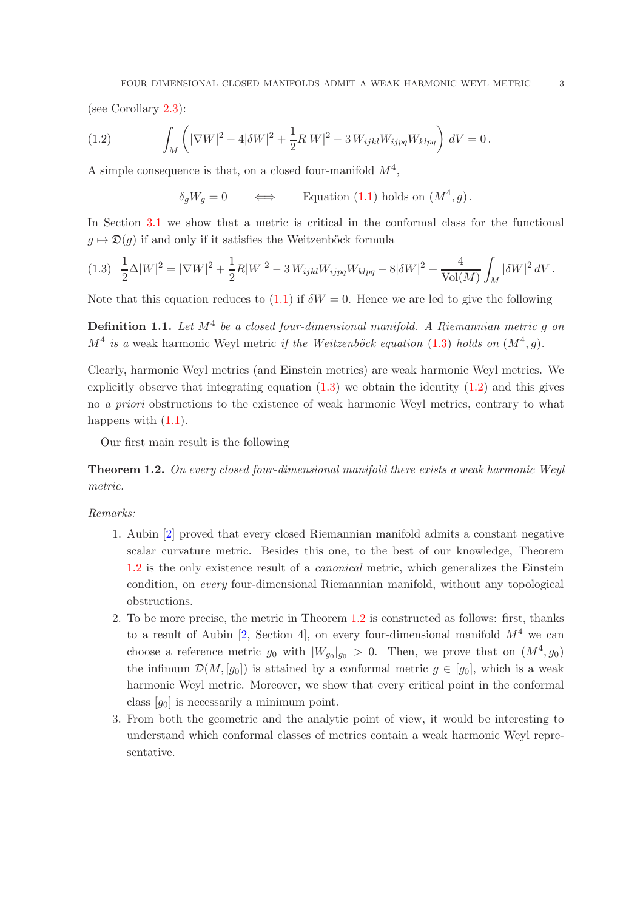(see Corollary 2.3):

$$
\int_M \left( |\nabla W|^2 - 4|\delta W|^2 + \frac{1}{2} R |W|^2 - 3\, W_{ijkl} W_{ijpq} W_{klpq} \right) dV = 0 \,. \tag{1.2}
$$

A simple consequence is that, on a closed four-manifold $M^4$,

$$
\delta_g W_g = 0 \qquad \Longleftrightarrow \qquad \text{Equation (1.1) holds on } (M^4, g)\,.
$$

In Section 3.1 we show that a metric is critical in the conformal class for the functional $g \mapsto \mathfrak{D}(g)$ if and only if it satisfies the Weitzenböck formula

$$
\frac{1}{2}\Delta |W|^2 = |\nabla W|^2 + \frac{1}{2} R |W|^2 - 3\, W_{ijkl} W_{ijpq} W_{klpq} - 8|\delta W|^2 + \frac{4}{\mathrm{Vol}(M)} \int_M |\delta W|^2 \, dV \,. \tag{1.3}
$$

Note that this equation reduces to (1.1) if $\delta W = 0$. Hence we are led to give the following

**Definition 1.1.** *Let $M^4$ be a closed four-dimensional manifold. A Riemannian metric $g$ on $M^4$ is a* weak harmonic Weyl metric *if the Weitzenböck equation (1.3) holds on $(M^4, g)$.*

Clearly, harmonic Weyl metrics (and Einstein metrics) are weak harmonic Weyl metrics. We explicitly observe that integrating equation (1.3) we obtain the identity (1.2) and this gives no *a priori* obstructions to the existence of weak harmonic Weyl metrics, contrary to what happens with (1.1).

Our first main result is the following

**Theorem 1.2.** *On every closed four-dimensional manifold there exists a weak harmonic Weyl metric.*

*Remarks:*

1. Aubin [2] proved that every closed Riemannian manifold admits a constant negative scalar curvature metric. Besides this one, to the best of our knowledge, Theorem 1.2 is the only existence result of a *canonical* metric, which generalizes the Einstein condition, on *every* four-dimensional Riemannian manifold, without any topological obstructions.
2. To be more precise, the metric in Theorem 1.2 is constructed as follows: first, thanks to a result of Aubin [2, Section 4], on every four-dimensional manifold $M^4$ we can choose a reference metric $g_0$ with $|W_{g_0}|_{g_0} > 0$. Then, we prove that on $(M^4, g_0)$ the infimum $\mathcal{D}(M, [g_0])$ is attained by a conformal metric $g \in [g_0]$, which is a weak harmonic Weyl metric. Moreover, we show that every critical point in the conformal class $[g_0]$ is necessarily a minimum point.
3. From both the geometric and the analytic point of view, it would be interesting to understand which conformal classes of metrics contain a weak harmonic Weyl representative.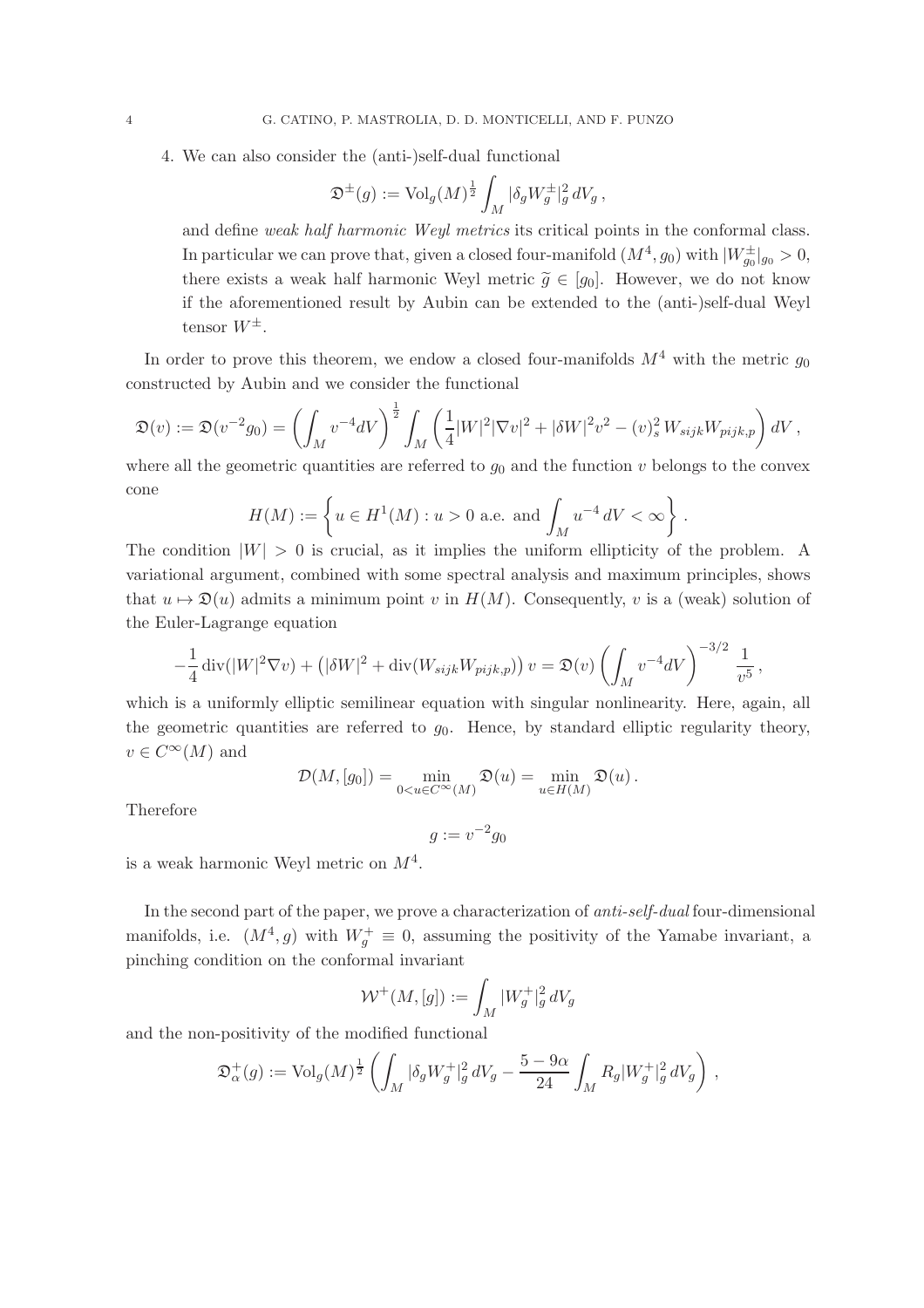4. We can also consider the (anti-)self-dual functional

$$\mathfrak{D}^{\pm}(g) := \mathrm{Vol}_g(M)^{\frac{1}{2}} \int_M |\delta_g W_g^{\pm}|_g^2 \, dV_g \,,$$

and define *weak half harmonic Weyl metrics* its critical points in the conformal class. In particular we can prove that, given a closed four-manifold $(M^4, g_0)$ with $|W_{g_0}^{\pm}|_{g_0} > 0$, there exists a weak half harmonic Weyl metric $\widetilde{g} \in [g_0]$. However, we do not know if the aforementioned result by Aubin can be extended to the (anti-)self-dual Weyl tensor $W^{\pm}$.

In order to prove this theorem, we endow a closed four-manifolds $M^4$ with the metric $g_0$ constructed by Aubin and we consider the functional

$$\mathfrak{D}(v) := \mathfrak{D}(v^{-2}g_0) = \left( \int_M v^{-4} dV \right)^{\frac{1}{2}} \int_M \left( \frac{1}{4}|W|^2 |\nabla v|^2 + |\delta W|^2 v^2 - (v)_s^2 \, W_{sijk} W_{pijk,p} \right) dV \,,$$

where all the geometric quantities are referred to $g_0$ and the function $v$ belongs to the convex cone

$$H(M) := \left\{ u \in H^1(M) : u > 0 \text{ a.e. and } \int_M u^{-4} \, dV < \infty \right\} .$$

The condition $|W| > 0$ is crucial, as it implies the uniform ellipticity of the problem. A variational argument, combined with some spectral analysis and maximum principles, shows that $u \mapsto \mathfrak{D}(u)$ admits a minimum point $v$ in $H(M)$. Consequently, $v$ is a (weak) solution of the Euler-Lagrange equation

$$-\frac{1}{4} \operatorname{div}(|W|^2 \nabla v) + \left( |\delta W|^2 + \operatorname{div}(W_{sijk} W_{pijk,p}) \right) v = \mathfrak{D}(v) \left( \int_M v^{-4} dV \right)^{-3/2} \frac{1}{v^5} \,,$$

which is a uniformly elliptic semilinear equation with singular nonlinearity. Here, again, all the geometric quantities are referred to $g_0$. Hence, by standard elliptic regularity theory, $v \in C^\infty(M)$ and

$$\mathcal{D}(M, [g_0]) = \min_{0 < u \in C^\infty(M)} \mathfrak{D}(u) = \min_{u \in H(M)} \mathfrak{D}(u) \,.$$

Therefore

$$g := v^{-2} g_0$$

is a weak harmonic Weyl metric on $M^4$.

In the second part of the paper, we prove a characterization of *anti-self-dual* four-dimensional manifolds, i.e. $(M^4, g)$ with $W_g^+ \equiv 0$, assuming the positivity of the Yamabe invariant, a pinching condition on the conformal invariant

$$\mathcal{W}^+(M, [g]) := \int_M |W_g^+|_g^2 \, dV_g$$

and the non-positivity of the modified functional

$$\mathfrak{D}_\alpha^+(g) := \mathrm{Vol}_g(M)^{\frac{1}{2}} \left( \int_M |\delta_g W_g^+|_g^2 \, dV_g - \frac{5 - 9\alpha}{24} \int_M R_g |W_g^+|_g^2 \, dV_g \right) ,$$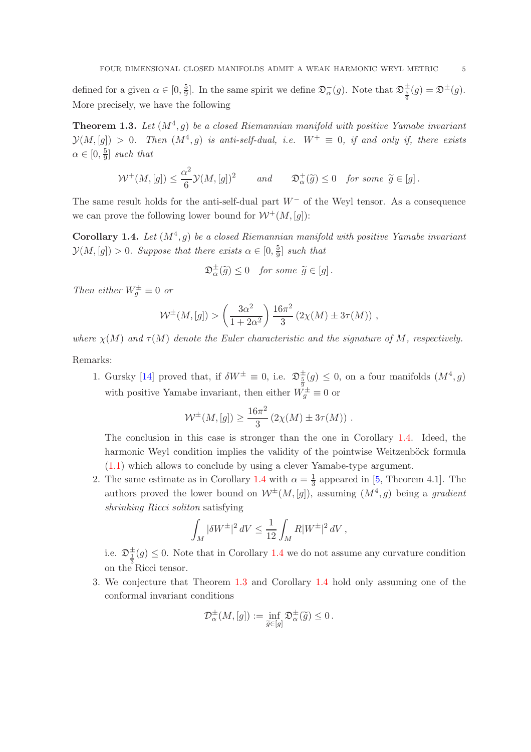defined for a given $\alpha \in [0, \frac{5}{9}]$. In the same spirit we define $\mathfrak{D}^{-}_{\alpha}(g)$. Note that $\mathfrak{D}^{\pm}_{\frac{5}{9}}(g) = \mathfrak{D}^{\pm}(g)$. More precisely, we have the following

**Theorem 1.3.** *Let $(M^4, g)$ be a closed Riemannian manifold with positive Yamabe invariant $\mathcal{Y}(M, [g]) > 0$. Then $(M^4, g)$ is anti-self-dual, i.e. $W^+ \equiv 0$, if and only if, there exists $\alpha \in [0, \frac{5}{9}]$ such that*

$$\mathcal{W}^+(M, [g]) \leq \frac{\alpha^2}{6} \mathcal{Y}(M, [g])^2 \qquad \text{and} \qquad \mathfrak{D}^+_{\alpha}(\widetilde{g}) \leq 0 \quad \text{for some } \widetilde{g} \in [g]\,.$$

The same result holds for the anti-self-dual part $W^-$ of the Weyl tensor. As a consequence we can prove the following lower bound for $\mathcal{W}^+(M, [g])$:

**Corollary 1.4.** *Let $(M^4, g)$ be a closed Riemannian manifold with positive Yamabe invariant $\mathcal{Y}(M, [g]) > 0$. Suppose that there exists $\alpha \in [0, \frac{5}{9}]$ such that*

$$\mathfrak{D}^{\pm}_{\alpha}(\widetilde{g}) \leq 0 \quad \text{for some } \widetilde{g} \in [g]\,.$$

*Then either $W^{\pm}_g \equiv 0$ or*

$$\mathcal{W}^{\pm}(M, [g]) > \left(\frac{3\alpha^2}{1 + 2\alpha^2}\right) \frac{16\pi^2}{3} \left(2\chi(M) \pm 3\tau(M)\right)\,,$$

*where $\chi(M)$ and $\tau(M)$ denote the Euler characteristic and the signature of $M$, respectively.*

Remarks:

1. Gursky [14] proved that, if $\delta W^{\pm} \equiv 0$, i.e. $\mathfrak{D}^{\pm}_{\frac{5}{9}}(g) \leq 0$, on a four manifolds $(M^4, g)$ with positive Yamabe invariant, then either $W^{\pm}_g \equiv 0$ or
$$\mathcal{W}^{\pm}(M, [g]) \geq \frac{16\pi^2}{3} \left(2\chi(M) \pm 3\tau(M)\right)\,.$$
The conclusion in this case is stronger than the one in Corollary 1.4. Ideed, the harmonic Weyl condition implies the validity of the pointwise Weitzenböck formula (1.1) which allows to conclude by using a clever Yamabe-type argument.
2. The same estimate as in Corollary 1.4 with $\alpha = \frac{1}{3}$ appeared in [5, Theorem 4.1]. The authors proved the lower bound on $\mathcal{W}^{\pm}(M, [g])$, assuming $(M^4, g)$ being a *gradient shrinking Ricci soliton* satisfying
$$\int_M |\delta W^{\pm}|^2 \, dV \leq \frac{1}{12} \int_M R |W^{\pm}|^2 \, dV\,,$$
i.e. $\mathfrak{D}^{\pm}_{\frac{1}{3}}(g) \leq 0$. Note that in Corollary 1.4 we do not assume any curvature condition on the Ricci tensor.
3. We conjecture that Theorem 1.3 and Corollary 1.4 hold only assuming one of the conformal invariant conditions
$$\mathcal{D}^{\pm}_{\alpha}(M, [g]) := \inf_{\widetilde{g} \in [g]} \mathfrak{D}^{\pm}_{\alpha}(\widetilde{g}) \leq 0\,.$$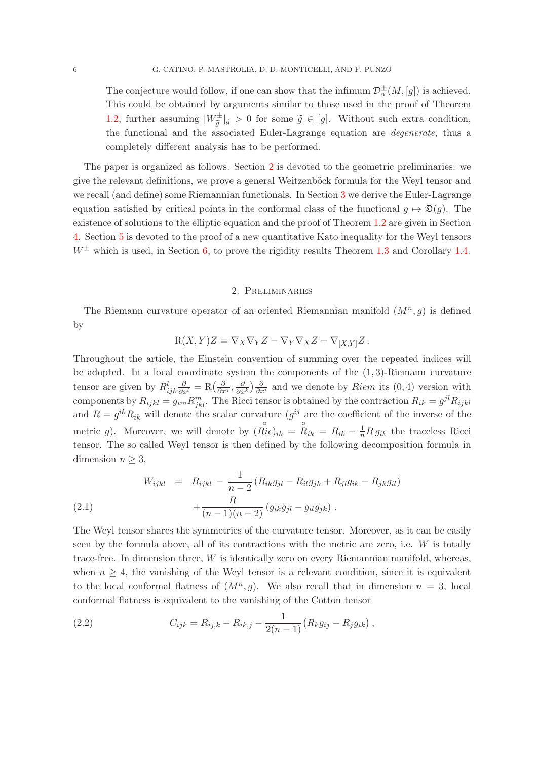The conjecture would follow, if one can show that the infimum $\mathcal{D}^{\pm}_{\alpha}(M,[g])$ is achieved. This could be obtained by arguments similar to those used in the proof of Theorem 1.2, further assuming $|W^{\pm}_{\widetilde{g}}|_{\widetilde{g}} > 0$ for some $\widetilde{g} \in [g]$. Without such extra condition, the functional and the associated Euler-Lagrange equation are *degenerate*, thus a completely different analysis has to be performed.

The paper is organized as follows. Section 2 is devoted to the geometric preliminaries: we give the relevant definitions, we prove a general Weitzenböck formula for the Weyl tensor and we recall (and define) some Riemannian functionals. In Section 3 we derive the Euler-Lagrange equation satisfied by critical points in the conformal class of the functional $g \mapsto \mathfrak{D}(g)$. The existence of solutions to the elliptic equation and the proof of Theorem 1.2 are given in Section 4. Section 5 is devoted to the proof of a new quantitative Kato inequality for the Weyl tensors $W^{\pm}$ which is used, in Section 6, to prove the rigidity results Theorem 1.3 and Corollary 1.4.

## 2. Preliminaries

The Riemann curvature operator of an oriented Riemannian manifold $(M^n, g)$ is defined by

$$\mathrm{R}(X,Y)Z = \nabla_X \nabla_Y Z - \nabla_Y \nabla_X Z - \nabla_{[X,Y]} Z\,.$$

Throughout the article, the Einstein convention of summing over the repeated indices will be adopted. In a local coordinate system the components of the $(1,3)$-Riemann curvature tensor are given by $R^l_{ijk}\frac{\partial}{\partial x^l} = \mathrm{R}\big(\frac{\partial}{\partial x^j}, \frac{\partial}{\partial x^k}\big)\frac{\partial}{\partial x^i}$ and we denote by *Riem* its $(0,4)$ version with components by $R_{ijkl} = g_{im}R^m_{jkl}$. The Ricci tensor is obtained by the contraction $R_{ik} = g^{jl}R_{ijkl}$ and $R = g^{ik}R_{ik}$ will denote the scalar curvature ($g^{ij}$ are the coefficient of the inverse of the metric $g$). Moreover, we will denote by $(\overset{\circ}{Ric})_{ik} = \overset{\circ}{R}_{ik} = R_{ik} - \frac{1}{n}R\, g_{ik}$ the traceless Ricci tensor. The so called Weyl tensor is then defined by the following decomposition formula in dimension $n \geq 3$,

$$\begin{aligned} W_{ijkl} \;&=\; R_{ijkl} - \frac{1}{n-2}\left(R_{ik}g_{jl} - R_{il}g_{jk} + R_{jl}g_{ik} - R_{jk}g_{il}\right) \\ &\quad + \frac{R}{(n-1)(n-2)}\left(g_{ik}g_{jl} - g_{il}g_{jk}\right)\,. \end{aligned} \tag{2.1}$$

The Weyl tensor shares the symmetries of the curvature tensor. Moreover, as it can be easily seen by the formula above, all of its contractions with the metric are zero, i.e. $W$ is totally trace-free. In dimension three, $W$ is identically zero on every Riemannian manifold, whereas, when $n \geq 4$, the vanishing of the Weyl tensor is a relevant condition, since it is equivalent to the local conformal flatness of $(M^n, g)$. We also recall that in dimension $n = 3$, local conformal flatness is equivalent to the vanishing of the Cotton tensor

$$C_{ijk} = R_{ij,k} - R_{ik,j} - \frac{1}{2(n-1)}\big(R_k g_{ij} - R_j g_{ik}\big)\,, \tag{2.2}$$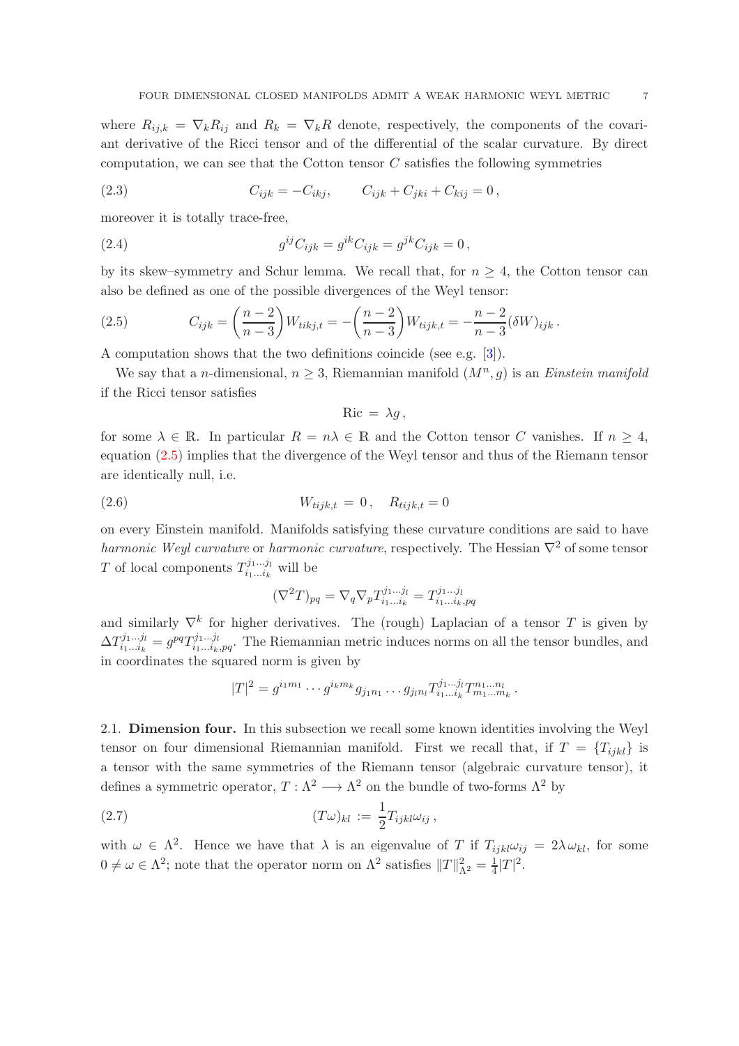where $R_{ij,k} = \nabla_k R_{ij}$ and $R_k = \nabla_k R$ denote, respectively, the components of the covariant derivative of the Ricci tensor and of the differential of the scalar curvature. By direct computation, we can see that the Cotton tensor $C$ satisfies the following symmetries

$$C_{ijk} = -C_{ikj}, \qquad C_{ijk} + C_{jki} + C_{kij} = 0\,, \tag{2.3}$$

moreover it is totally trace-free,

$$g^{ij} C_{ijk} = g^{ik} C_{ijk} = g^{jk} C_{ijk} = 0\,, \tag{2.4}$$

by its skew–symmetry and Schur lemma. We recall that, for $n \geq 4$, the Cotton tensor can also be defined as one of the possible divergences of the Weyl tensor:

$$C_{ijk} = \left(\frac{n-2}{n-3}\right) W_{tikj,t} = -\left(\frac{n-2}{n-3}\right) W_{tijk,t} = -\frac{n-2}{n-3} (\delta W)_{ijk}\,. \tag{2.5}$$

A computation shows that the two definitions coincide (see e.g. [3]).

We say that a $n$-dimensional, $n \geq 3$, Riemannian manifold $(M^n, g)$ is an *Einstein manifold* if the Ricci tensor satisfies

$$\mathrm{Ric} \,=\, \lambda g\,,$$

for some $\lambda \in \mathbb{R}$. In particular $R = n\lambda \in \mathbb{R}$ and the Cotton tensor $C$ vanishes. If $n \geq 4$, equation (2.5) implies that the divergence of the Weyl tensor and thus of the Riemann tensor are identically null, i.e.

$$W_{tijk,t} \,=\, 0\,, \quad R_{tijk,t} = 0 \tag{2.6}$$

on every Einstein manifold. Manifolds satisfying these curvature conditions are said to have *harmonic Weyl curvature* or *harmonic curvature*, respectively. The Hessian $\nabla^2$ of some tensor $T$ of local components $T^{j_1 \ldots j_l}_{i_1 \ldots i_k}$ will be

$$(\nabla^2 T)_{pq} = \nabla_q \nabla_p T^{j_1 \ldots j_l}_{i_1 \ldots i_k} = T^{j_1 \ldots j_l}_{i_1 \ldots i_k, pq}$$

and similarly $\nabla^k$ for higher derivatives. The (rough) Laplacian of a tensor $T$ is given by $\Delta T^{j_1 \ldots j_l}_{i_1 \ldots i_k} = g^{pq} T^{j_1 \ldots j_l}_{i_1 \ldots i_k, pq}$. The Riemannian metric induces norms on all the tensor bundles, and in coordinates the squared norm is given by

$$|T|^2 = g^{i_1 m_1} \cdots g^{i_k m_k} g_{j_1 n_1} \cdots g_{j_l n_l} T^{j_1 \ldots j_l}_{i_1 \ldots i_k} T^{n_1 \ldots n_l}_{m_1 \ldots m_k}\,.$$

## 2.1. Dimension four.

In this subsection we recall some known identities involving the Weyl tensor on four dimensional Riemannian manifold. First we recall that, if $T = \{T_{ijkl}\}$ is a tensor with the same symmetries of the Riemann tensor (algebraic curvature tensor), it defines a symmetric operator, $T : \Lambda^2 \longrightarrow \Lambda^2$ on the bundle of two-forms $\Lambda^2$ by

$$(T\omega)_{kl} \,:=\, \frac{1}{2} T_{ijkl} \omega_{ij}\,, \tag{2.7}$$

with $\omega \in \Lambda^2$. Hence we have that $\lambda$ is an eigenvalue of $T$ if $T_{ijkl}\omega_{ij} = 2\lambda\, \omega_{kl}$, for some $0 \neq \omega \in \Lambda^2$; note that the operator norm on $\Lambda^2$ satisfies $\|T\|^2_{\Lambda^2} = \frac{1}{4}|T|^2$.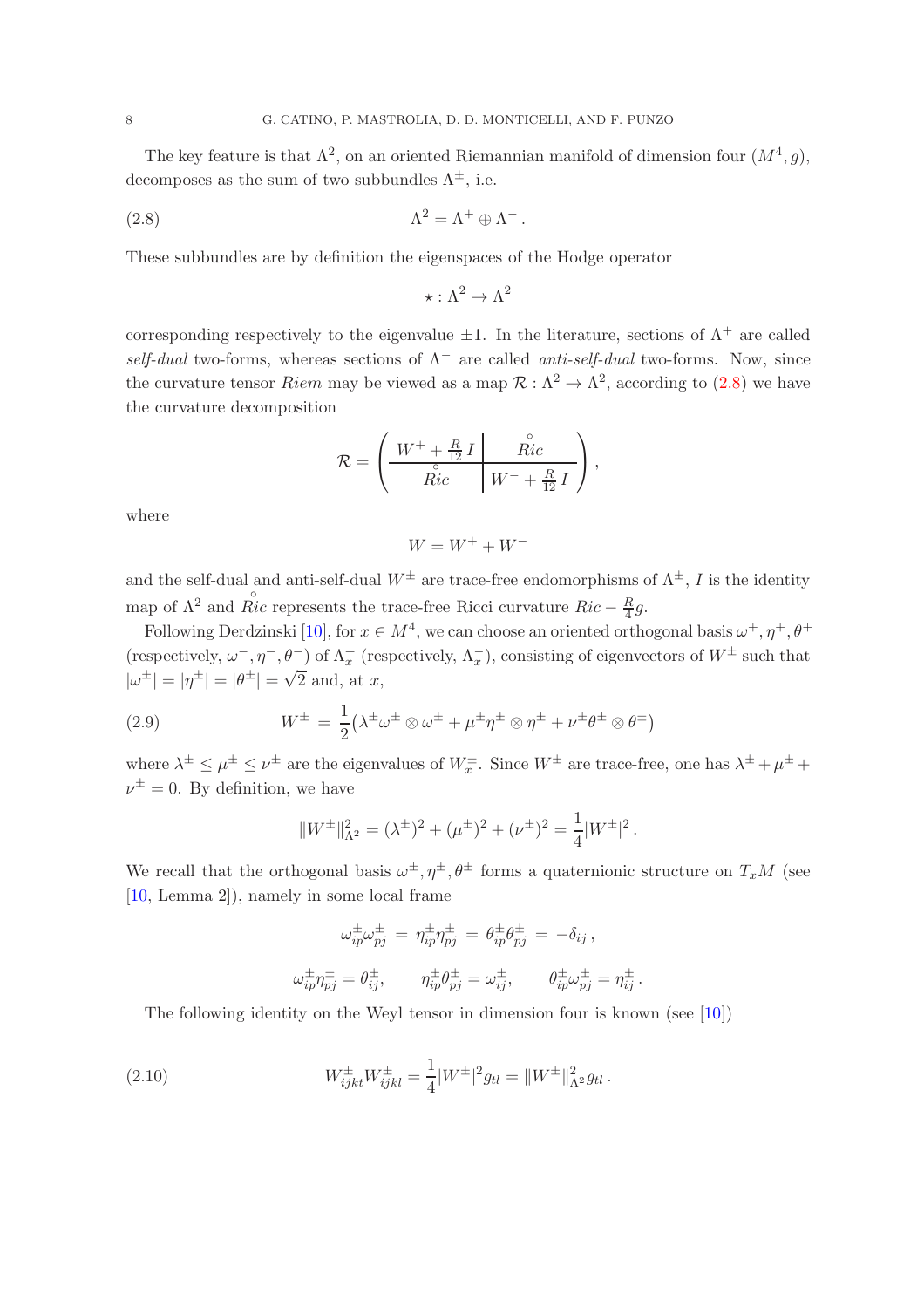The key feature is that $\Lambda^2$, on an oriented Riemannian manifold of dimension four $(M^4, g)$, decomposes as the sum of two subbundles $\Lambda^\pm$, i.e.

$$\Lambda^2 = \Lambda^+ \oplus \Lambda^- . \tag{2.8}$$

These subbundles are by definition the eigenspaces of the Hodge operator

$$\star : \Lambda^2 \to \Lambda^2$$

corresponding respectively to the eigenvalue $\pm 1$. In the literature, sections of $\Lambda^+$ are called *self-dual* two-forms, whereas sections of $\Lambda^-$ are called *anti-self-dual* two-forms. Now, since the curvature tensor $Riem$ may be viewed as a map $\mathcal{R} : \Lambda^2 \to \Lambda^2$, according to (2.8) we have the curvature decomposition

$$\mathcal{R} = \left( \begin{array}{c|c} W^+ + \frac{R}{12}\, I & \overset{\circ}{Ric} \\ \hline \overset{\circ}{Ric} & W^- + \frac{R}{12}\, I \end{array} \right),$$

where

$$W = W^+ + W^-$$

and the self-dual and anti-self-dual $W^\pm$ are trace-free endomorphisms of $\Lambda^\pm$, $I$ is the identity map of $\Lambda^2$ and $\overset{\circ}{Ric}$ represents the trace-free Ricci curvature $Ric - \frac{R}{4} g$.

Following Derdzinski [10], for $x \in M^4$, we can choose an oriented orthogonal basis $\omega^+, \eta^+, \theta^+$ (respectively, $\omega^-, \eta^-, \theta^-$) of $\Lambda^+_x$ (respectively, $\Lambda^-_x$), consisting of eigenvectors of $W^\pm$ such that $|\omega^\pm| = |\eta^\pm| = |\theta^\pm| = \sqrt{2}$ and, at $x$,

$$W^\pm \,=\, \frac{1}{2}\big(\lambda^\pm \omega^\pm \otimes \omega^\pm + \mu^\pm \eta^\pm \otimes \eta^\pm + \nu^\pm \theta^\pm \otimes \theta^\pm\big) \tag{2.9}$$

where $\lambda^\pm \leq \mu^\pm \leq \nu^\pm$ are the eigenvalues of $W^\pm_x$. Since $W^\pm$ are trace-free, one has $\lambda^\pm + \mu^\pm + \nu^\pm = 0$. By definition, we have

$$\|W^\pm\|^2_{\Lambda^2} = (\lambda^\pm)^2 + (\mu^\pm)^2 + (\nu^\pm)^2 = \frac{1}{4}|W^\pm|^2 .$$

We recall that the orthogonal basis $\omega^\pm, \eta^\pm, \theta^\pm$ forms a quaternionic structure on $T_x M$ (see [10, Lemma 2]), namely in some local frame

$$\omega^\pm_{ip}\omega^\pm_{pj} \,=\, \eta^\pm_{ip}\eta^\pm_{pj} \,=\, \theta^\pm_{ip}\theta^\pm_{pj} \,=\, -\delta_{ij} ,$$

$$\omega^\pm_{ip}\eta^\pm_{pj} = \theta^\pm_{ij}, \qquad \eta^\pm_{ip}\theta^\pm_{pj} = \omega^\pm_{ij}, \qquad \theta^\pm_{ip}\omega^\pm_{pj} = \eta^\pm_{ij} .$$

The following identity on the Weyl tensor in dimension four is known (see [10])

$$W^\pm_{ijkt} W^\pm_{ijkl} = \frac{1}{4}|W^\pm|^2 g_{tl} = \|W^\pm\|^2_{\Lambda^2} g_{tl} . \tag{2.10}$$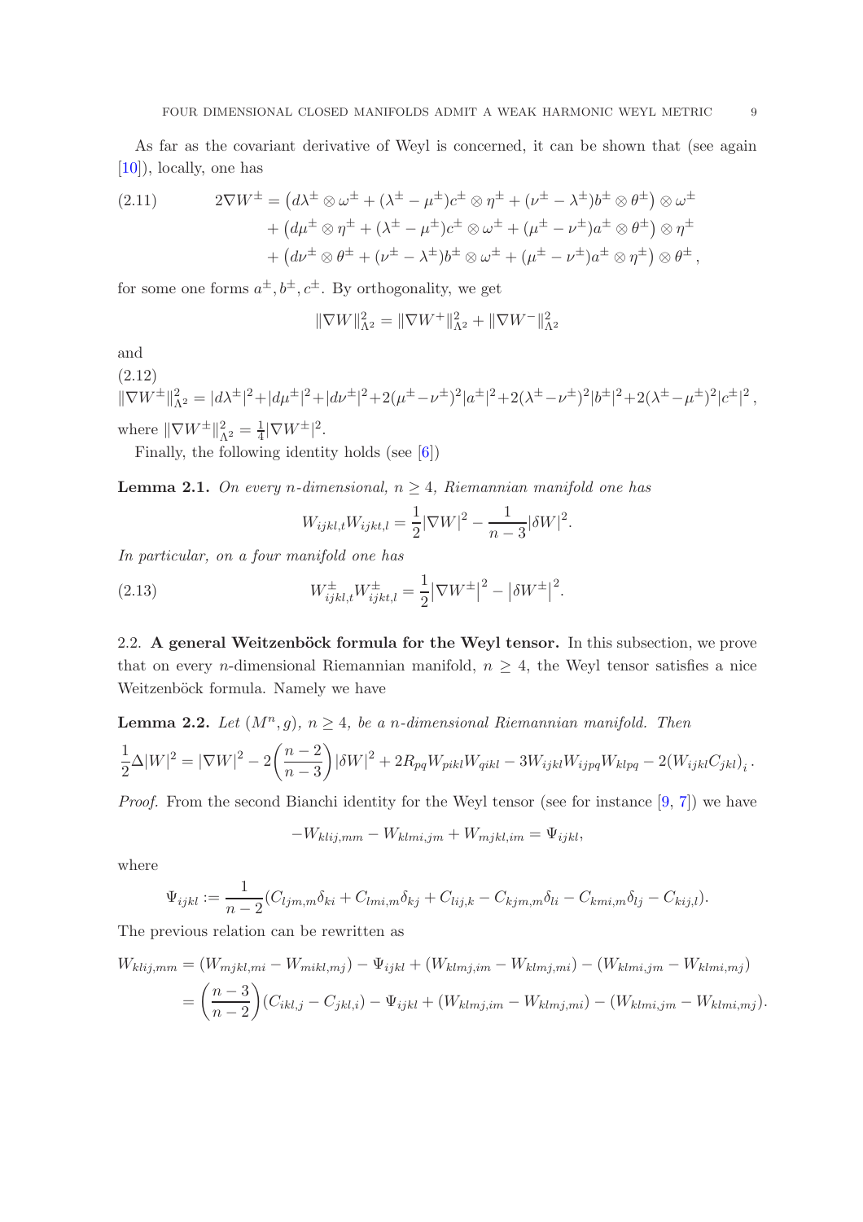As far as the covariant derivative of Weyl is concerned, it can be shown that (see again [10]), locally, one has

$$
\begin{aligned}
2\nabla W^{\pm} &= \big(d\lambda^{\pm}\otimes\omega^{\pm} + (\lambda^{\pm}-\mu^{\pm})c^{\pm}\otimes\eta^{\pm} + (\nu^{\pm}-\lambda^{\pm})b^{\pm}\otimes\theta^{\pm}\big)\otimes\omega^{\pm} \\
&\quad + \big(d\mu^{\pm}\otimes\eta^{\pm} + (\lambda^{\pm}-\mu^{\pm})c^{\pm}\otimes\omega^{\pm} + (\mu^{\pm}-\nu^{\pm})a^{\pm}\otimes\theta^{\pm}\big)\otimes\eta^{\pm} \\
&\quad + \big(d\nu^{\pm}\otimes\theta^{\pm} + (\nu^{\pm}-\lambda^{\pm})b^{\pm}\otimes\omega^{\pm} + (\mu^{\pm}-\nu^{\pm})a^{\pm}\otimes\eta^{\pm}\big)\otimes\theta^{\pm}\,,
\end{aligned}
\tag{2.11}
$$

for some one forms $a^{\pm}, b^{\pm}, c^{\pm}$. By orthogonality, we get

$$
\|\nabla W\|^2_{\Lambda^2} = \|\nabla W^+\|^2_{\Lambda^2} + \|\nabla W^-\|^2_{\Lambda^2}
$$

and

$$
\|\nabla W^{\pm}\|^2_{\Lambda^2} = |d\lambda^{\pm}|^2 + |d\mu^{\pm}|^2 + |d\nu^{\pm}|^2 + 2(\mu^{\pm}-\nu^{\pm})^2|a^{\pm}|^2 + 2(\lambda^{\pm}-\nu^{\pm})^2|b^{\pm}|^2 + 2(\lambda^{\pm}-\mu^{\pm})^2|c^{\pm}|^2\,,
\tag{2.12}
$$

where $\|\nabla W^{\pm}\|^2_{\Lambda^2} = \frac{1}{4}|\nabla W^{\pm}|^2$.

Finally, the following identity holds (see [6])

**Lemma 2.1.** *On every $n$-dimensional, $n \geq 4$, Riemannian manifold one has*

$$
W_{ijkl,t}W_{ijkt,l} = \frac{1}{2}|\nabla W|^2 - \frac{1}{n-3}|\delta W|^2.
$$

*In particular, on a four manifold one has*

$$
W^{\pm}_{ijkl,t}W^{\pm}_{ijkt,l} = \frac{1}{2}\big|\nabla W^{\pm}\big|^2 - \big|\delta W^{\pm}\big|^2.
\tag{2.13}
$$

## 2.2. A general Weitzenböck formula for the Weyl tensor.

In this subsection, we prove that on every $n$-dimensional Riemannian manifold, $n \geq 4$, the Weyl tensor satisfies a nice Weitzenböck formula. Namely we have

**Lemma 2.2.** *Let $(M^n, g)$, $n \geq 4$, be a $n$-dimensional Riemannian manifold. Then*

$$
\frac{1}{2}\Delta|W|^2 = |\nabla W|^2 - 2\left(\frac{n-2}{n-3}\right)|\delta W|^2 + 2R_{pq}W_{pikl}W_{qikl} - 3W_{ijkl}W_{ijpq}W_{klpq} - 2(W_{ijkl}C_{jkl})_i\,.
$$

*Proof.* From the second Bianchi identity for the Weyl tensor (see for instance [9, 7]) we have

$$
-W_{klij,mm} - W_{klmi,jm} + W_{mjkl,im} = \Psi_{ijkl},
$$

where

$$
\Psi_{ijkl} := \frac{1}{n-2}(C_{ljm,m}\delta_{ki} + C_{lmi,m}\delta_{kj} + C_{lij,k} - C_{kjm,m}\delta_{li} - C_{kmi,m}\delta_{lj} - C_{kij,l}).
$$

The previous relation can be rewritten as

$$
\begin{aligned}
W_{klij,mm} &= (W_{mjkl,mi} - W_{mikl,mj}) - \Psi_{ijkl} + (W_{klmj,im} - W_{klmj,mi}) - (W_{klmi,jm} - W_{klmi,mj}) \\
&= \left(\frac{n-3}{n-2}\right)(C_{ikl,j} - C_{jkl,i}) - \Psi_{ijkl} + (W_{klmj,im} - W_{klmj,mi}) - (W_{klmi,jm} - W_{klmi,mj}).
\end{aligned}
$$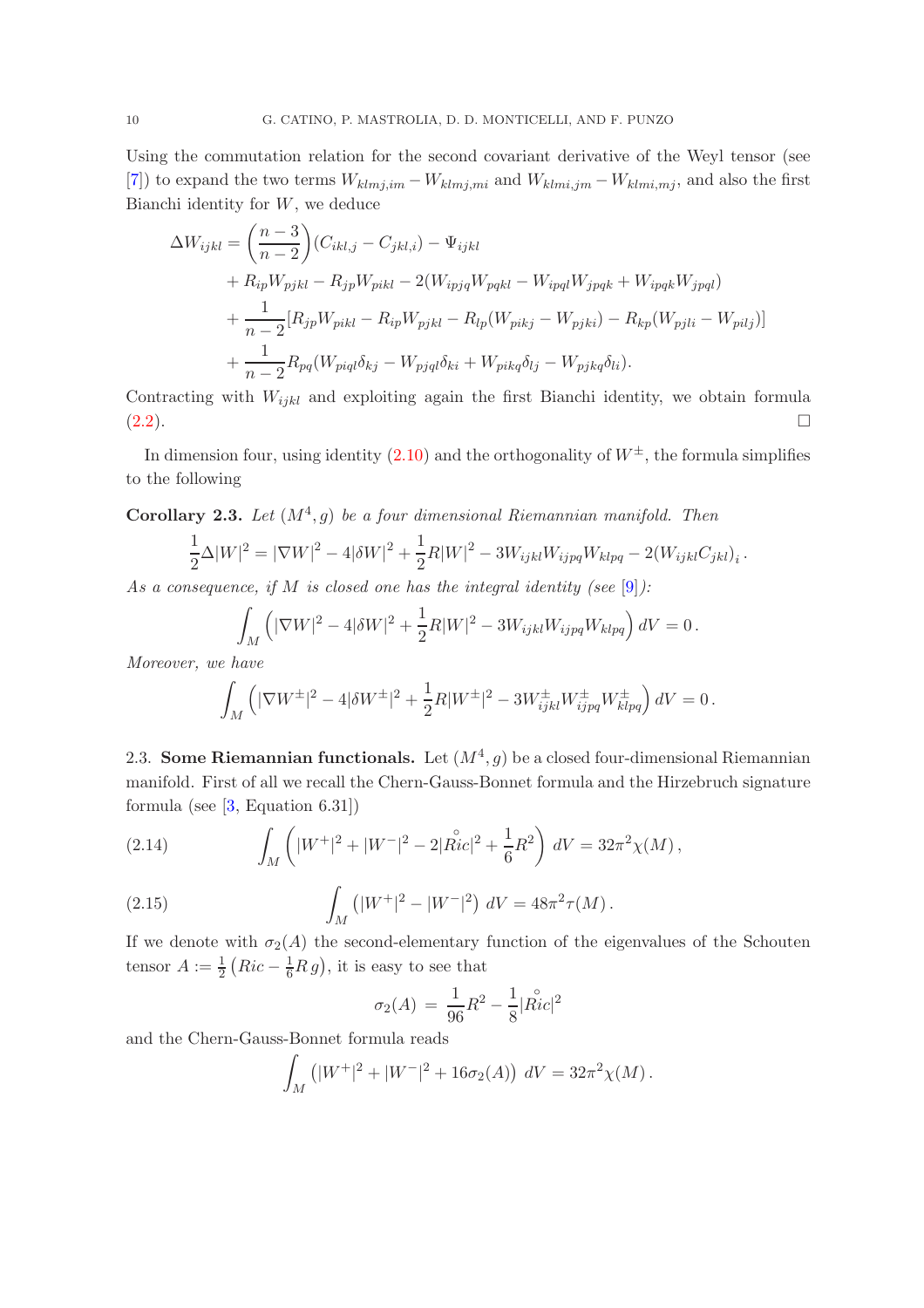Using the commutation relation for the second covariant derivative of the Weyl tensor (see [7]) to expand the two terms $W_{klmj,im} - W_{klmj,mi}$ and $W_{klmi,jm} - W_{klmi,mj}$, and also the first Bianchi identity for $W$, we deduce

$$
\begin{aligned}
\Delta W_{ijkl} = & \left(\frac{n-3}{n-2}\right)(C_{ikl,j} - C_{jkl,i}) - \Psi_{ijkl} \\
& + R_{ip}W_{pjkl} - R_{jp}W_{pikl} - 2(W_{ipjq}W_{pqkl} - W_{ipql}W_{jpqk} + W_{ipqk}W_{jpql}) \\
& + \frac{1}{n-2}[R_{jp}W_{pikl} - R_{ip}W_{pjkl} - R_{lp}(W_{pikj} - W_{pjki}) - R_{kp}(W_{pjli} - W_{pilj})] \\
& + \frac{1}{n-2}R_{pq}(W_{piql}\delta_{kj} - W_{pjql}\delta_{ki} + W_{pikq}\delta_{lj} - W_{pjkq}\delta_{li}).
\end{aligned}
$$

Contracting with $W_{ijkl}$ and exploiting again the first Bianchi identity, we obtain formula (2.2). $\square$

In dimension four, using identity (2.10) and the orthogonality of $W^{\pm}$, the formula simplifies to the following

**Corollary 2.3.** *Let $(M^4, g)$ be a four dimensional Riemannian manifold. Then*

$$
\frac{1}{2}\Delta|W|^2 = |\nabla W|^2 - 4|\delta W|^2 + \frac{1}{2}R|W|^2 - 3W_{ijkl}W_{ijpq}W_{klpq} - 2(W_{ijkl}C_{jkl})_i\,.
$$

*As a consequence, if $M$ is closed one has the integral identity (see [9]):*

$$
\int_M \left(|\nabla W|^2 - 4|\delta W|^2 + \frac{1}{2}R|W|^2 - 3W_{ijkl}W_{ijpq}W_{klpq}\right) dV = 0\,.
$$

*Moreover, we have*

$$
\int_M \left(|\nabla W^{\pm}|^2 - 4|\delta W^{\pm}|^2 + \frac{1}{2}R|W^{\pm}|^2 - 3W^{\pm}_{ijkl}W^{\pm}_{ijpq}W^{\pm}_{klpq}\right) dV = 0\,.
$$

2.3. **Some Riemannian functionals.** Let $(M^4, g)$ be a closed four-dimensional Riemannian manifold. First of all we recall the Chern-Gauss-Bonnet formula and the Hirzebruch signature formula (see [3, Equation 6.31])

$$
\int_M \left(|W^+|^2 + |W^-|^2 - 2|\mathring{Ric}|^2 + \frac{1}{6}R^2\right) dV = 32\pi^2\chi(M)\,, \tag{2.14}
$$

$$
\int_M \left(|W^+|^2 - |W^-|^2\right) dV = 48\pi^2\tau(M)\,. \tag{2.15}
$$

If we denote with $\sigma_2(A)$ the second-elementary function of the eigenvalues of the Schouten tensor $A := \frac{1}{2}\left(Ric - \frac{1}{6}R\, g\right)$, it is easy to see that

$$
\sigma_2(A) \,=\, \frac{1}{96}R^2 - \frac{1}{8}|\mathring{Ric}|^2
$$

and the Chern-Gauss-Bonnet formula reads

$$
\int_M \left(|W^+|^2 + |W^-|^2 + 16\sigma_2(A)\right) dV = 32\pi^2\chi(M)\,.
$$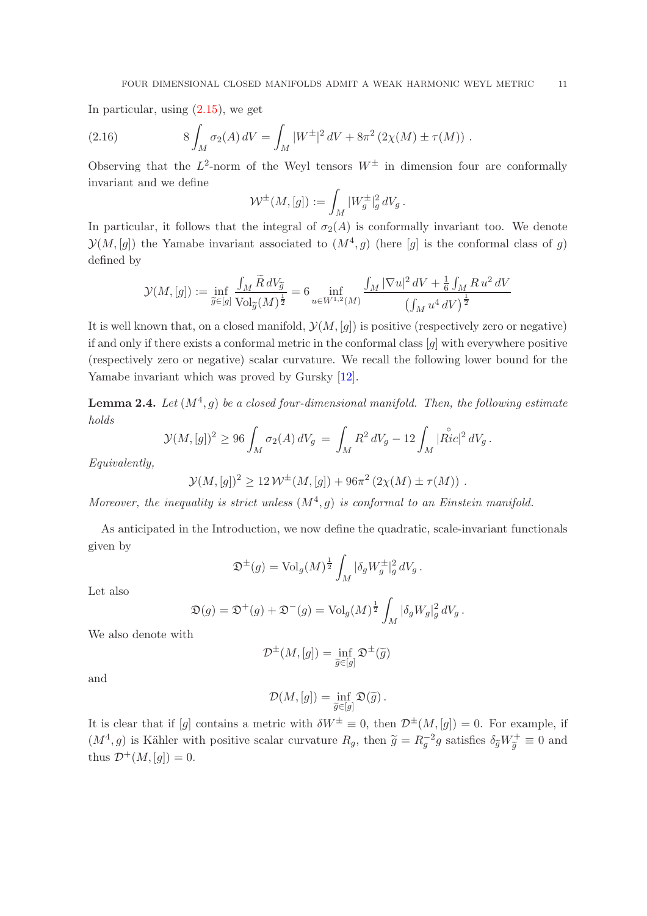In particular, using (2.15), we get

$$8\int_M \sigma_2(A)\,dV = \int_M |W^\pm|^2\,dV + 8\pi^2\left(2\chi(M) \pm \tau(M)\right). \tag{2.16}$$

Observing that the $L^2$-norm of the Weyl tensors $W^\pm$ in dimension four are conformally invariant and we define

$$\mathcal{W}^\pm(M,[g]) := \int_M |W_g^\pm|_g^2\,dV_g\,.$$

In particular, it follows that the integral of $\sigma_2(A)$ is conformally invariant too. We denote $\mathcal{Y}(M,[g])$ the Yamabe invariant associated to $(M^4,g)$ (here $[g]$ is the conformal class of $g$) defined by

$$\mathcal{Y}(M,[g]) := \inf_{\widetilde{g}\in[g]} \frac{\int_M \widetilde{R}\,dV_{\widetilde{g}}}{\mathrm{Vol}_{\widetilde{g}}(M)^{\frac{1}{2}}} = 6\inf_{u\in W^{1,2}(M)} \frac{\int_M |\nabla u|^2\,dV + \frac{1}{6}\int_M R\,u^2\,dV}{\left(\int_M u^4\,dV\right)^{\frac{1}{2}}}$$

It is well known that, on a closed manifold, $\mathcal{Y}(M,[g])$ is positive (respectively zero or negative) if and only if there exists a conformal metric in the conformal class $[g]$ with everywhere positive (respectively zero or negative) scalar curvature. We recall the following lower bound for the Yamabe invariant which was proved by Gursky [12].

**Lemma 2.4.** *Let $(M^4,g)$ be a closed four-dimensional manifold. Then, the following estimate holds*

$$\mathcal{Y}(M,[g])^2 \geq 96\int_M \sigma_2(A)\,dV_g = \int_M R^2\,dV_g - 12\int_M |\overset{\circ}{Ric}|^2\,dV_g\,.$$

*Equivalently,*

$$\mathcal{Y}(M,[g])^2 \geq 12\,\mathcal{W}^\pm(M,[g]) + 96\pi^2\left(2\chi(M) \pm \tau(M)\right).$$

*Moreover, the inequality is strict unless $(M^4,g)$ is conformal to an Einstein manifold.*

As anticipated in the Introduction, we now define the quadratic, scale-invariant functionals given by

$$\mathfrak{D}^\pm(g) = \mathrm{Vol}_g(M)^{\frac{1}{2}}\int_M |\delta_g W_g^\pm|_g^2\,dV_g\,.$$

Let also

$$\mathfrak{D}(g) = \mathfrak{D}^+(g) + \mathfrak{D}^-(g) = \mathrm{Vol}_g(M)^{\frac{1}{2}}\int_M |\delta_g W_g|_g^2\,dV_g\,.$$

We also denote with

$$\mathcal{D}^\pm(M,[g]) = \inf_{\widetilde{g}\in[g]} \mathfrak{D}^\pm(\widetilde{g})$$

and

$$\mathcal{D}(M,[g]) = \inf_{\widetilde{g}\in[g]} \mathfrak{D}(\widetilde{g})\,.$$

It is clear that if $[g]$ contains a metric with $\delta W^\pm \equiv 0$, then $\mathcal{D}^\pm(M,[g]) = 0$. For example, if $(M^4,g)$ is Kähler with positive scalar curvature $R_g$, then $\widetilde{g} = R_g^{-2}g$ satisfies $\delta_{\widetilde{g}}W_{\widetilde{g}}^+ \equiv 0$ and thus $\mathcal{D}^+(M,[g]) = 0$.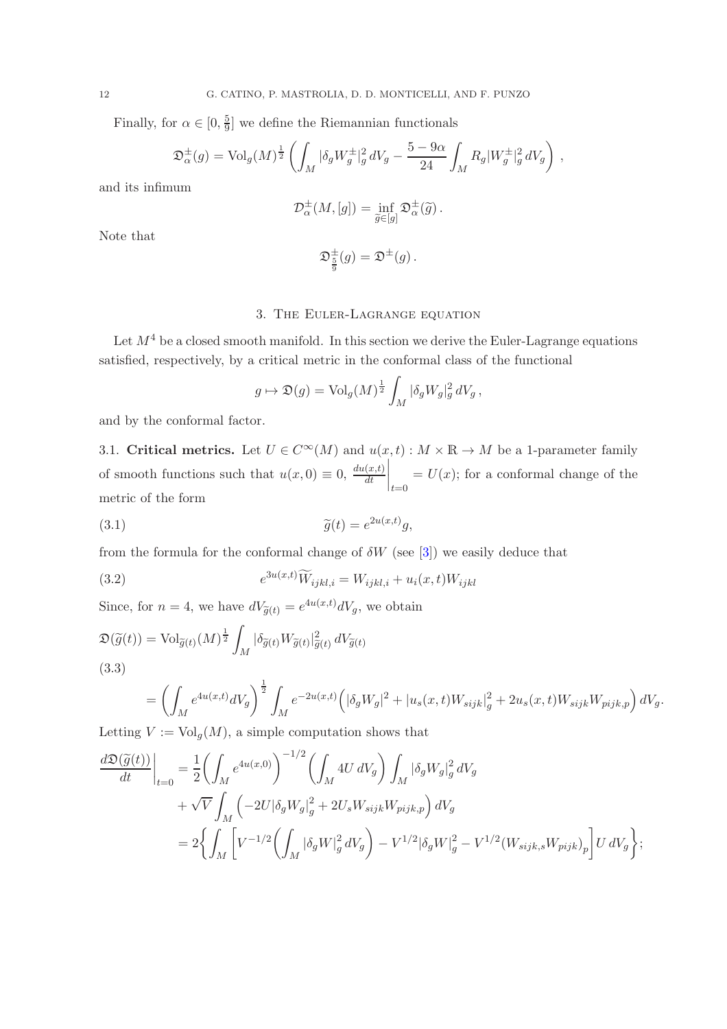Finally, for $\alpha \in [0, \frac{5}{9}]$ we define the Riemannian functionals

$$\mathfrak{D}^{\pm}_{\alpha}(g) = \mathrm{Vol}_g(M)^{\frac{1}{2}} \left( \int_M |\delta_g W^{\pm}_g|^2_g \, dV_g - \frac{5-9\alpha}{24} \int_M R_g |W^{\pm}_g|^2_g \, dV_g \right) ,$$

and its infimum

$$\mathcal{D}^{\pm}_{\alpha}(M, [g]) = \inf_{\widetilde{g} \in [g]} \mathfrak{D}^{\pm}_{\alpha}(\widetilde{g}) .$$

Note that

$$\mathfrak{D}^{\pm}_{\frac{5}{9}}(g) = \mathfrak{D}^{\pm}(g) .$$

## 3. The Euler-Lagrange equation

Let $M^4$ be a closed smooth manifold. In this section we derive the Euler-Lagrange equations satisfied, respectively, by a critical metric in the conformal class of the functional

$$g \mapsto \mathfrak{D}(g) = \mathrm{Vol}_g(M)^{\frac{1}{2}} \int_M |\delta_g W_g|^2_g \, dV_g ,$$

and by the conformal factor.

3.1. **Critical metrics.** Let $U \in C^{\infty}(M)$ and $u(x,t) : M \times \mathbb{R} \to M$ be a 1-parameter family of smooth functions such that $u(x,0) \equiv 0$, $\frac{du(x,t)}{dt}\Big|_{t=0} = U(x)$; for a conformal change of the metric of the form

$$\widetilde{g}(t) = e^{2u(x,t)} g, \tag{3.1}$$

from the formula for the conformal change of $\delta W$ (see [3]) we easily deduce that

$$e^{3u(x,t)} \widetilde{W}_{ijkl,i} = W_{ijkl,i} + u_i(x,t) W_{ijkl} \tag{3.2}$$

Since, for $n = 4$, we have $dV_{\widetilde{g}(t)} = e^{4u(x,t)} dV_g$, we obtain

$$\begin{aligned}
\mathfrak{D}(\widetilde{g}(t)) &= \mathrm{Vol}_{\widetilde{g}(t)}(M)^{\frac{1}{2}} \int_M |\delta_{\widetilde{g}(t)} W_{\widetilde{g}(t)}|^2_{\widetilde{g}(t)} \, dV_{\widetilde{g}(t)} \\
&= \left( \int_M e^{4u(x,t)} dV_g \right)^{\frac{1}{2}} \int_M e^{-2u(x,t)} \Big( |\delta_g W_g|^2 + |u_s(x,t) W_{sijk}|^2_g + 2u_s(x,t) W_{sijk} W_{pijk,p} \Big) \, dV_g .
\end{aligned} \tag{3.3}$$

Letting $V := \mathrm{Vol}_g(M)$, a simple computation shows that

$$\begin{aligned}
\frac{d\mathfrak{D}(\widetilde{g}(t))}{dt}\bigg|_{t=0} &= \frac{1}{2} \bigg( \int_M e^{4u(x,0)} \bigg)^{-1/2} \bigg( \int_M 4U \, dV_g \bigg) \int_M |\delta_g W_g|^2_g \, dV_g \\
&\quad + \sqrt{V} \int_M \Big( -2U |\delta_g W_g|^2_g + 2U_s W_{sijk} W_{pijk,p} \Big) \, dV_g \\
&= 2 \bigg\{ \int_M \bigg[ V^{-1/2} \bigg( \int_M |\delta_g W|^2_g \, dV_g \bigg) - V^{1/2} |\delta_g W|^2_g - V^{1/2} \big( W_{sijk,s} W_{pijk} \big)_p \bigg] U \, dV_g \bigg\};
\end{aligned}$$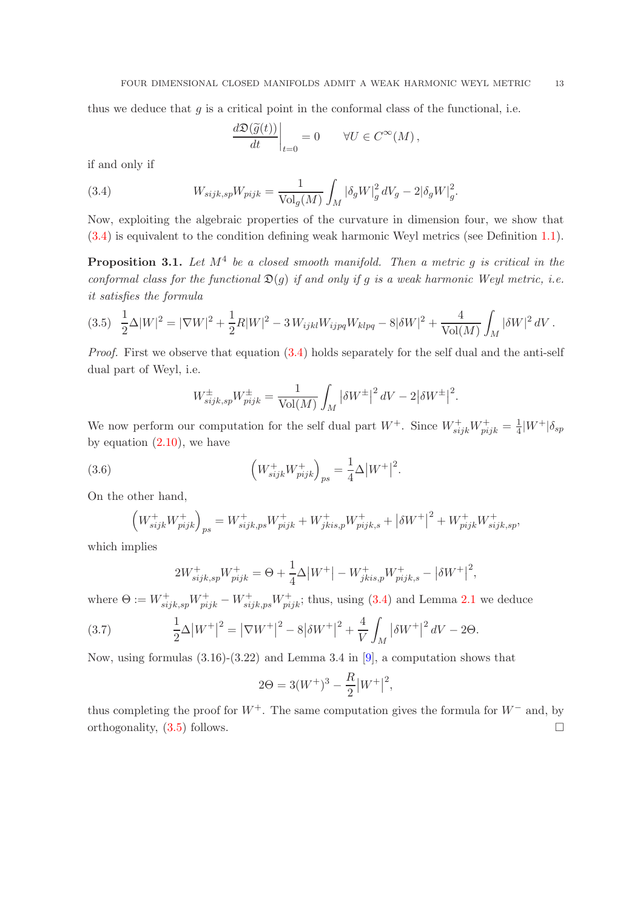thus we deduce that $g$ is a critical point in the conformal class of the functional, i.e.

$$
\left.\frac{d\mathfrak{D}(\widetilde{g}(t))}{dt}\right|_{t=0} = 0 \qquad \forall U \in C^\infty(M)\,,
$$

if and only if

$$
W_{sijk,sp}W_{pijk} = \frac{1}{\mathrm{Vol}_g(M)}\int_M |\delta_g W|_g^2\, dV_g - 2|\delta_g W|_g^2. \tag{3.4}
$$

Now, exploiting the algebraic properties of the curvature in dimension four, we show that (3.4) is equivalent to the condition defining weak harmonic Weyl metrics (see Definition 1.1).

**Proposition 3.1.** *Let $M^4$ be a closed smooth manifold. Then a metric $g$ is critical in the conformal class for the functional $\mathfrak{D}(g)$ if and only if $g$ is a weak harmonic Weyl metric, i.e. it satisfies the formula*

$$
\frac{1}{2}\Delta|W|^2 = |\nabla W|^2 + \frac{1}{2}R|W|^2 - 3\, W_{ijkl}W_{ijpq}W_{klpq} - 8|\delta W|^2 + \frac{4}{\mathrm{Vol}(M)}\int_M |\delta W|^2\, dV\,. \tag{3.5}
$$

*Proof.* First we observe that equation (3.4) holds separately for the self dual and the anti-self dual part of Weyl, i.e.

$$
W^{\pm}_{sijk,sp}W^{\pm}_{pijk} = \frac{1}{\mathrm{Vol}(M)}\int_M \left|\delta W^{\pm}\right|^2 dV - 2\left|\delta W^{\pm}\right|^2.
$$

We now perform our computation for the self dual part $W^+$. Since $W^+_{sijk}W^+_{pijk} = \frac{1}{4}|W^+|\delta_{sp}$ by equation (2.10), we have

$$
\left(W^+_{sijk}W^+_{pijk}\right)_{ps} = \frac{1}{4}\Delta\left|W^+\right|^2. \tag{3.6}
$$

On the other hand,

$$
\left(W^+_{sijk}W^+_{pijk}\right)_{ps} = W^+_{sijk,ps}W^+_{pijk} + W^+_{jkis,p}W^+_{pijk,s} + \left|\delta W^+\right|^2 + W^+_{pijk}W^+_{sijk,sp},
$$

which implies

$$
2W^+_{sijk,sp}W^+_{pijk} = \Theta + \frac{1}{4}\Delta\left|W^+\right| - W^+_{jkis,p}W^+_{pijk,s} - \left|\delta W^+\right|^2,
$$

where $\Theta := W^+_{sijk,sp}W^+_{pijk} - W^+_{sijk,ps}W^+_{pijk}$; thus, using (3.4) and Lemma 2.1 we deduce

$$
\frac{1}{2}\Delta\left|W^+\right|^2 = \left|\nabla W^+\right|^2 - 8\left|\delta W^+\right|^2 + \frac{4}{V}\int_M \left|\delta W^+\right|^2 dV - 2\Theta. \tag{3.7}
$$

Now, using formulas (3.16)-(3.22) and Lemma 3.4 in [9], a computation shows that

$$
2\Theta = 3(W^+)^3 - \frac{R}{2}\left|W^+\right|^2,
$$

thus completing the proof for $W^+$. The same computation gives the formula for $W^-$ and, by orthogonality, (3.5) follows. □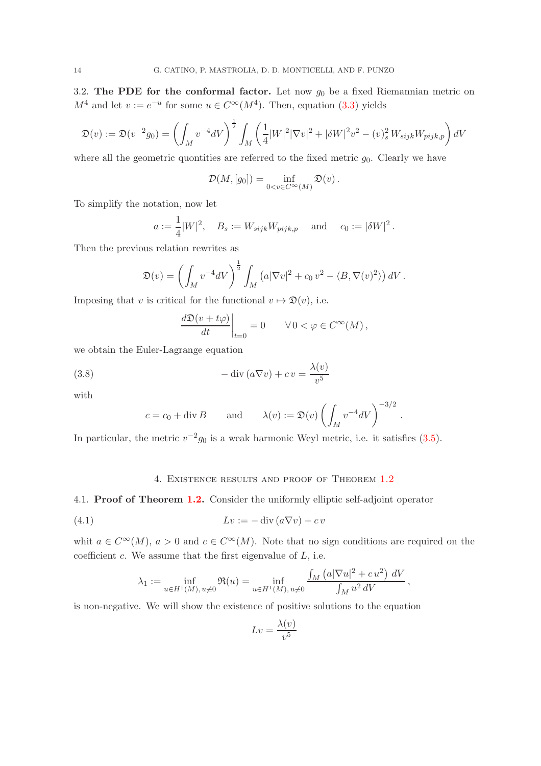3.2. **The PDE for the conformal factor.** Let now $g_0$ be a fixed Riemannian metric on $M^4$ and let $v := e^{-u}$ for some $u \in C^\infty(M^4)$. Then, equation (3.3) yields

$$
\mathfrak{D}(v) := \mathfrak{D}(v^{-2}g_0) = \left( \int_M v^{-4} dV \right)^{\frac{1}{2}} \int_M \left( \frac{1}{4}|W|^2|\nabla v|^2 + |\delta W|^2 v^2 - (v)^2_s \, W_{sijk} W_{pijk,p} \right) dV
$$

where all the geometric quontities are referred to the fixed metric $g_0$. Clearly we have

$$
\mathcal{D}(M, [g_0]) = \inf_{0<v \in C^\infty(M)} \mathfrak{D}(v) \, .
$$

To simplify the notation, now let

$$
a := \frac{1}{4}|W|^2, \quad B_s := W_{sijk} W_{pijk,p} \quad \text{and} \quad c_0 := |\delta W|^2 \, .
$$

Then the previous relation rewrites as

$$
\mathfrak{D}(v) = \left( \int_M v^{-4} dV \right)^{\frac{1}{2}} \int_M \left( a|\nabla v|^2 + c_0 \, v^2 - \langle B, \nabla (v)^2 \rangle \right) dV \, .
$$

Imposing that $v$ is critical for the functional $v \mapsto \mathfrak{D}(v)$, i.e.

$$
\left. \frac{d\mathfrak{D}(v + t\varphi)}{dt} \right|_{t=0} = 0 \qquad \forall \, 0 < \varphi \in C^\infty(M) \, ,
$$

we obtain the Euler-Lagrange equation

$$
- \operatorname{div} (a \nabla v) + c \, v = \frac{\lambda(v)}{v^5} \tag{3.8}
$$

with

$$
c = c_0 + \operatorname{div} B \qquad \text{and} \qquad \lambda(v) := \mathfrak{D}(v) \left( \int_M v^{-4} dV \right)^{-3/2} .
$$

In particular, the metric $v^{-2}g_0$ is a weak harmonic Weyl metric, i.e. it satisfies (3.5).

## 4. Existence results and proof of Theorem 1.2

4.1. **Proof of Theorem 1.2.** Consider the uniformly elliptic self-adjoint operator

$$
Lv := - \operatorname{div} (a \nabla v) + c \, v \tag{4.1}
$$

whit $a \in C^\infty(M)$, $a > 0$ and $c \in C^\infty(M)$. Note that no sign conditions are required on the coefficient $c$. We assume that the first eigenvalue of $L$, i.e.

$$
\lambda_1 := \inf_{u \in H^1(M), \, u \not\equiv 0} \mathfrak{R}(u) = \inf_{u \in H^1(M), \, u \not\equiv 0} \frac{\int_M \left( a|\nabla u|^2 + c \, u^2 \right) \, dV}{\int_M u^2 \, dV} \, ,
$$

is non-negative. We will show the existence of positive solutions to the equation

$$
Lv = \frac{\lambda(v)}{v^5}
$$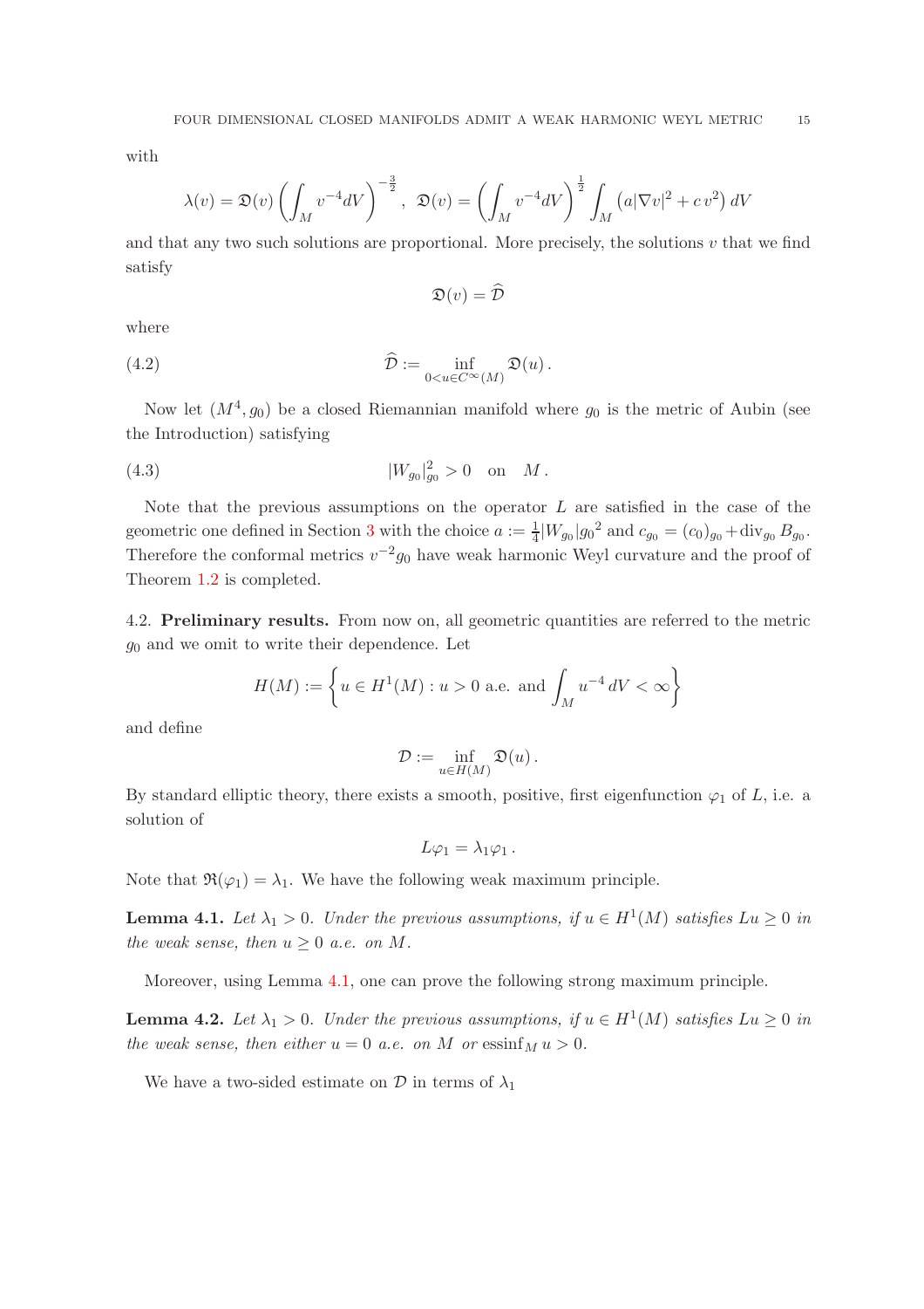with

$$\lambda(v) = \mathfrak{D}(v) \left( \int_M v^{-4} dV \right)^{-\frac{3}{2}}, \;\; \mathfrak{D}(v) = \left( \int_M v^{-4} dV \right)^{\frac{1}{2}} \int_M \left( a |\nabla v|^2 + c\, v^2 \right) dV$$

and that any two such solutions are proportional. More precisely, the solutions $v$ that we find satisfy

$$\mathfrak{D}(v) = \widehat{\mathcal{D}}$$

where

$$\widehat{\mathcal{D}} := \inf_{0 < u \in C^\infty(M)} \mathfrak{D}(u)\,. \tag{4.2}$$

Now let $(M^4, g_0)$ be a closed Riemannian manifold where $g_0$ is the metric of Aubin (see the Introduction) satisfying

$$|W_{g_0}|^2_{g_0} > 0 \quad \text{on} \quad M\,. \tag{4.3}$$

Note that the previous assumptions on the operator $L$ are satisfied in the case of the geometric one defined in Section 3 with the choice $a := \frac{1}{4} |W_{g_0}|{g_0}^2$ and $c_{g_0} = (c_0)_{g_0} + \mathrm{div}_{g_0} B_{g_0}$. Therefore the conformal metrics $v^{-2} g_0$ have weak harmonic Weyl curvature and the proof of Theorem 1.2 is completed.

4.2. **Preliminary results.** From now on, all geometric quantities are referred to the metric $g_0$ and we omit to write their dependence. Let

$$H(M) := \left\{ u \in H^1(M) : u > 0 \text{ a.e. and } \int_M u^{-4}\, dV < \infty \right\}$$

and define

$$\mathcal{D} := \inf_{u \in H(M)} \mathfrak{D}(u)\,.$$

By standard elliptic theory, there exists a smooth, positive, first eigenfunction $\varphi_1$ of $L$, i.e. a solution of

$$L \varphi_1 = \lambda_1 \varphi_1\,.$$

Note that $\mathfrak{R}(\varphi_1) = \lambda_1$. We have the following weak maximum principle.

**Lemma 4.1.** *Let $\lambda_1 > 0$. Under the previous assumptions, if $u \in H^1(M)$ satisfies $Lu \geq 0$ in the weak sense, then $u \geq 0$ a.e. on $M$.*

Moreover, using Lemma 4.1, one can prove the following strong maximum principle.

**Lemma 4.2.** *Let $\lambda_1 > 0$. Under the previous assumptions, if $u \in H^1(M)$ satisfies $Lu \geq 0$ in the weak sense, then either $u = 0$ a.e. on $M$ or $\mathrm{essinf}_M\, u > 0$.*

We have a two-sided estimate on $\mathcal{D}$ in terms of $\lambda_1$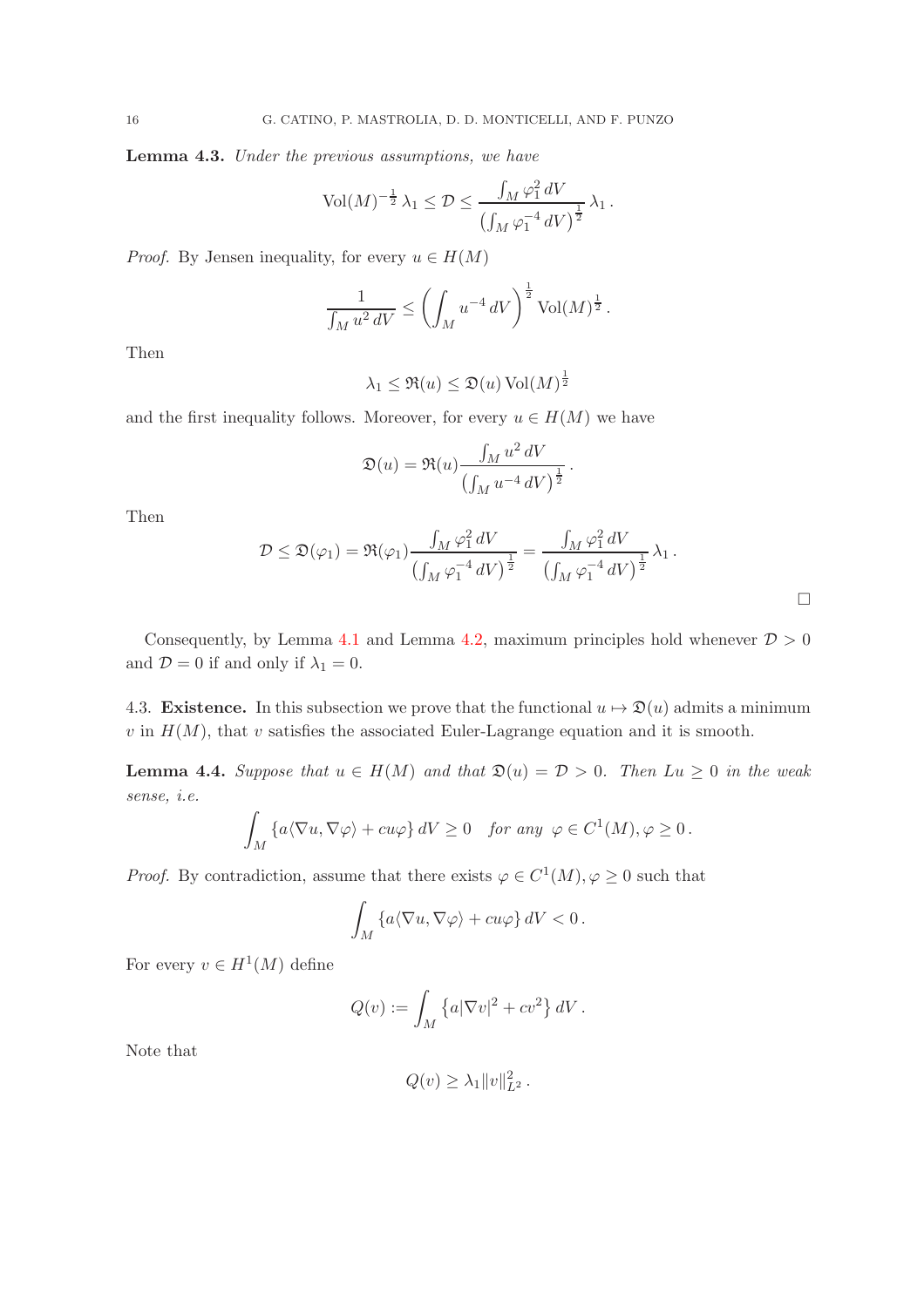**Lemma 4.3.** *Under the previous assumptions, we have*

$$\mathrm{Vol}(M)^{-\frac{1}{2}}\,\lambda_1 \leq \mathcal{D} \leq \frac{\int_M \varphi_1^2\,dV}{\left(\int_M \varphi_1^{-4}\,dV\right)^{\frac{1}{2}}}\,\lambda_1\,.$$

*Proof.* By Jensen inequality, for every $u \in H(M)$

$$\frac{1}{\int_M u^2\,dV} \leq \left(\int_M u^{-4}\,dV\right)^{\frac{1}{2}} \mathrm{Vol}(M)^{\frac{1}{2}}\,.$$

Then

$$\lambda_1 \leq \mathfrak{R}(u) \leq \mathfrak{D}(u)\,\mathrm{Vol}(M)^{\frac{1}{2}}$$

and the first inequality follows. Moreover, for every $u \in H(M)$ we have

$$\mathfrak{D}(u) = \mathfrak{R}(u)\frac{\int_M u^2\,dV}{\left(\int_M u^{-4}\,dV\right)^{\frac{1}{2}}}\,.$$

Then

$$\mathcal{D} \leq \mathfrak{D}(\varphi_1) = \mathfrak{R}(\varphi_1)\frac{\int_M \varphi_1^2\,dV}{\left(\int_M \varphi_1^{-4}\,dV\right)^{\frac{1}{2}}} = \frac{\int_M \varphi_1^2\,dV}{\left(\int_M \varphi_1^{-4}\,dV\right)^{\frac{1}{2}}}\,\lambda_1\,.$$

□

Consequently, by Lemma 4.1 and Lemma 4.2, maximum principles hold whenever $\mathcal{D} > 0$ and $\mathcal{D} = 0$ if and only if $\lambda_1 = 0$.

4.3. **Existence.** In this subsection we prove that the functional $u \mapsto \mathfrak{D}(u)$ admits a minimum $v$ in $H(M)$, that $v$ satisfies the associated Euler-Lagrange equation and it is smooth.

**Lemma 4.4.** *Suppose that $u \in H(M)$ and that $\mathfrak{D}(u) = \mathcal{D} > 0$. Then $Lu \geq 0$ in the weak sense, i.e.*

$$\int_M \{a\langle\nabla u, \nabla\varphi\rangle + cu\varphi\}\,dV \geq 0 \quad \textit{for any } \varphi \in C^1(M), \varphi \geq 0\,.$$

*Proof.* By contradiction, assume that there exists $\varphi \in C^1(M), \varphi \geq 0$ such that

$$\int_M \{a\langle\nabla u, \nabla\varphi\rangle + cu\varphi\}\,dV < 0\,.$$

For every $v \in H^1(M)$ define

$$Q(v) := \int_M \left\{a|\nabla v|^2 + cv^2\right\}dV\,.$$

Note that

$$Q(v) \geq \lambda_1 \|v\|_{L^2}^2\,.$$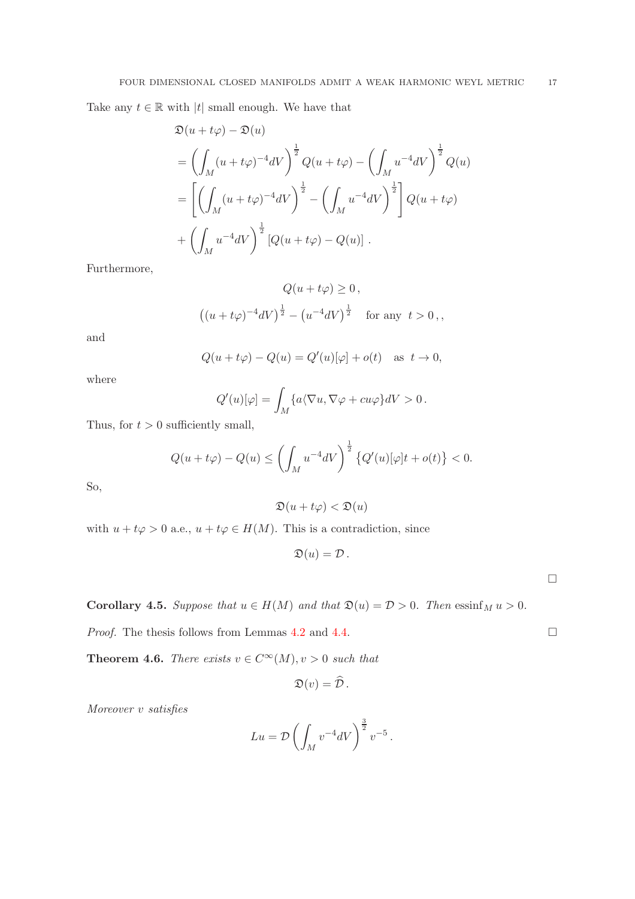Take any $t \in \mathbb{R}$ with $|t|$ small enough. We have that

$$
\begin{aligned}
&\mathfrak{D}(u+t\varphi) - \mathfrak{D}(u) \\
&= \left(\int_M (u+t\varphi)^{-4} dV\right)^{\frac{1}{2}} Q(u+t\varphi) - \left(\int_M u^{-4} dV\right)^{\frac{1}{2}} Q(u) \\
&= \left[\left(\int_M (u+t\varphi)^{-4} dV\right)^{\frac{1}{2}} - \left(\int_M u^{-4} dV\right)^{\frac{1}{2}}\right] Q(u+t\varphi) \\
&+ \left(\int_M u^{-4} dV\right)^{\frac{1}{2}} \left[Q(u+t\varphi) - Q(u)\right].
\end{aligned}
$$

Furthermore,

$$
Q(u+t\varphi) \geq 0\,,
$$

$$
\left((u+t\varphi)^{-4} dV\right)^{\frac{1}{2}} - \left(u^{-4} dV\right)^{\frac{1}{2}} \quad \text{for any } \ t>0\,,,
$$

and

$$
Q(u+t\varphi) - Q(u) = Q'(u)[\varphi] + o(t) \quad \text{as } \ t \to 0,
$$

where

$$
Q'(u)[\varphi] = \int_M \{a\langle \nabla u, \nabla \varphi + cu\varphi\} dV > 0\,.
$$

Thus, for $t>0$ sufficiently small,

$$
Q(u+t\varphi) - Q(u) \leq \left(\int_M u^{-4} dV\right)^{\frac{1}{2}} \left\{Q'(u)[\varphi]t + o(t)\right\} < 0.
$$

So,

$$
\mathfrak{D}(u+t\varphi) < \mathfrak{D}(u)
$$

with $u+t\varphi > 0$ a.e., $u+t\varphi \in H(M)$. This is a contradiction, since

$$
\mathfrak{D}(u) = \mathcal{D}\,.
$$

$\square$

**Corollary 4.5.** *Suppose that $u \in H(M)$ and that $\mathfrak{D}(u) = \mathcal{D} > 0$. Then* $\operatorname{essinf}_M u > 0$.

*Proof.* The thesis follows from Lemmas 4.2 and 4.4. $\square$

**Theorem 4.6.** *There exists $v \in C^\infty(M), v > 0$ such that*

$$
\mathfrak{D}(v) = \widehat{\mathcal{D}}\,.
$$

*Moreover $v$ satisfies*

$$
Lu = \mathcal{D}\left(\int_M v^{-4} dV\right)^{\frac{3}{2}} v^{-5}\,.
$$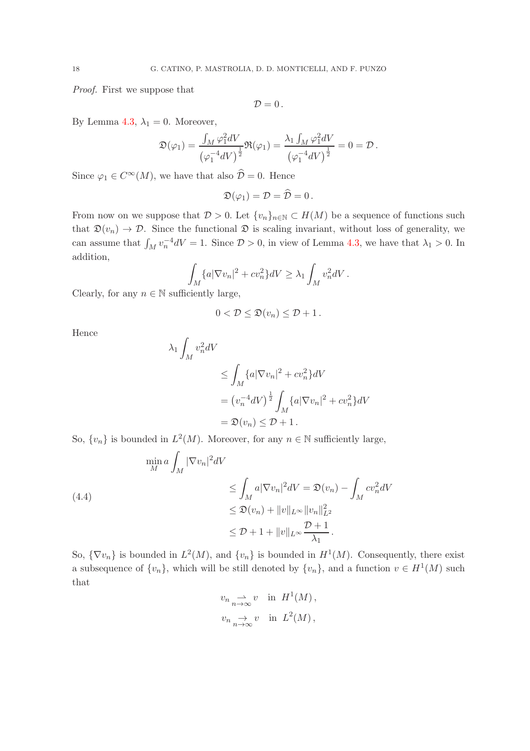*Proof.* First we suppose that

$$\mathcal{D} = 0\,.$$

By Lemma 4.3, $\lambda_1 = 0$. Moreover,

$$\mathfrak{D}(\varphi_1) = \frac{\int_M \varphi_1^2 dV}{\left(\varphi_1^{-4} dV\right)^{\frac{1}{2}}} \mathfrak{R}(\varphi_1) = \frac{\lambda_1 \int_M \varphi_1^2 dV}{\left(\varphi_1^{-4} dV\right)^{\frac{1}{2}}} = 0 = \mathcal{D}\,.$$

Since $\varphi_1 \in C^\infty(M)$, we have that also $\widehat{\mathcal{D}} = 0$. Hence

$$\mathfrak{D}(\varphi_1) = \mathcal{D} = \widehat{\mathcal{D}} = 0\,.$$

From now on we suppose that $\mathcal{D} > 0$. Let $\{v_n\}_{n \in \mathbb{N}} \subset H(M)$ be a sequence of functions such that $\mathfrak{D}(v_n) \to \mathcal{D}$. Since the functional $\mathfrak{D}$ is scaling invariant, without loss of generality, we can assume that $\int_M v_n^{-4} dV = 1$. Since $\mathcal{D} > 0$, in view of Lemma 4.3, we have that $\lambda_1 > 0$. In addition,

$$\int_M \{a|\nabla v_n|^2 + c v_n^2\} dV \geq \lambda_1 \int_M v_n^2 dV\,.$$

Clearly, for any $n \in \mathbb{N}$ sufficiently large,

$$0 < \mathcal{D} \leq \mathfrak{D}(v_n) \leq \mathcal{D} + 1\,.$$

Hence

$$\begin{aligned}
\lambda_1 \int_M v_n^2 dV &\\
&\leq \int_M \{a|\nabla v_n|^2 + c v_n^2\} dV \\
&= \left(v_n^{-4} dV\right)^{\frac{1}{2}} \int_M \{a|\nabla v_n|^2 + c v_n^2\} dV \\
&= \mathfrak{D}(v_n) \leq \mathcal{D} + 1\,.
\end{aligned}$$

So, $\{v_n\}$ is bounded in $L^2(M)$. Moreover, for any $n \in \mathbb{N}$ sufficiently large,

$$\begin{aligned}
\min_M a \int_M |\nabla v_n|^2 dV &\\
&\leq \int_M a|\nabla v_n|^2 dV = \mathfrak{D}(v_n) - \int_M c v_n^2 dV \\
&\leq \mathfrak{D}(v_n) + \|v\|_{L^\infty} \|v_n\|^2_{L^2} \\
&\leq \mathcal{D} + 1 + \|v\|_{L^\infty} \frac{\mathcal{D} + 1}{\lambda_1}\,.
\end{aligned} \tag{4.4}$$

So, $\{\nabla v_n\}$ is bounded in $L^2(M)$, and $\{v_n\}$ is bounded in $H^1(M)$. Consequently, there exist a subsequence of $\{v_n\}$, which will be still denoted by $\{v_n\}$, and a function $v \in H^1(M)$ such that

$$v_n \underset{n\to\infty}{\rightharpoonup} v \quad \text{in } H^1(M)\,,$$
$$v_n \underset{n\to\infty}{\to} v \quad \text{in } L^2(M)\,,$$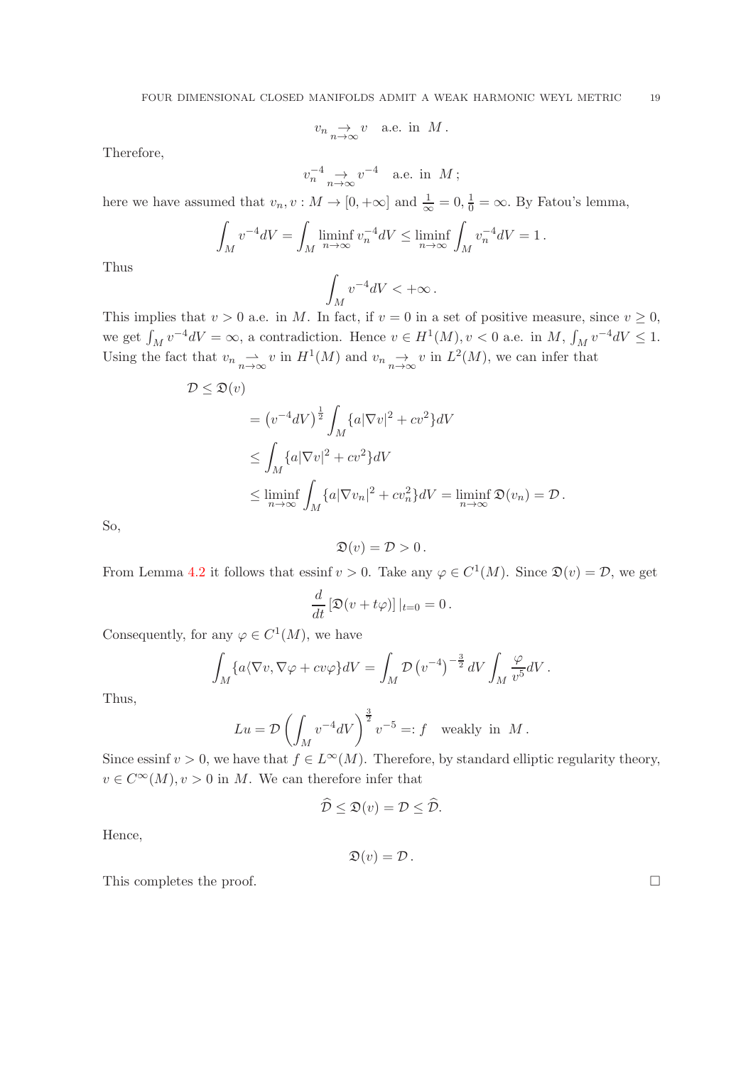$$v_n \underset{n\to\infty}{\to} v \quad \text{a.e. in } M\,.$$

Therefore,

$$v_n^{-4} \underset{n\to\infty}{\to} v^{-4} \quad \text{a.e. in } M\,;$$

here we have assumed that $v_n, v : M \to [0, +\infty]$ and $\frac{1}{\infty} = 0, \frac{1}{0} = \infty$. By Fatou's lemma,

$$\int_M v^{-4} dV = \int_M \liminf_{n\to\infty} v_n^{-4} dV \leq \liminf_{n\to\infty} \int_M v_n^{-4} dV = 1\,.$$

Thus

$$\int_M v^{-4} dV < +\infty\,.$$

This implies that $v > 0$ a.e. in $M$. In fact, if $v = 0$ in a set of positive measure, since $v \geq 0$, we get $\int_M v^{-4} dV = \infty$, a contradiction. Hence $v \in H^1(M), v < 0$ a.e. in $M$, $\int_M v^{-4} dV \leq 1$. Using the fact that $v_n \underset{n\to\infty}{\rightharpoonup} v$ in $H^1(M)$ and $v_n \underset{n\to\infty}{\to} v$ in $L^2(M)$, we can infer that

$$\begin{aligned}
\mathcal{D} \leq \mathfrak{D}(v) & \\
&= \left(v^{-4} dV\right)^{\frac{1}{2}} \int_M \{a|\nabla v|^2 + cv^2\} dV \\
&\leq \int_M \{a|\nabla v|^2 + cv^2\} dV \\
&\leq \liminf_{n\to\infty} \int_M \{a|\nabla v_n|^2 + cv_n^2\} dV = \liminf_{n\to\infty} \mathfrak{D}(v_n) = \mathcal{D}\,.
\end{aligned}$$

So,

$$\mathfrak{D}(v) = \mathcal{D} > 0\,.$$

From Lemma 4.2 it follows that essinf $v > 0$. Take any $\varphi \in C^1(M)$. Since $\mathfrak{D}(v) = \mathcal{D}$, we get

$$\frac{d}{dt}\left[\mathfrak{D}(v + t\varphi)\right]|_{t=0} = 0\,.$$

Consequently, for any $\varphi \in C^1(M)$, we have

$$\int_M \{a\langle \nabla v, \nabla \varphi + cv\varphi\} dV = \int_M \mathcal{D}\left(v^{-4}\right)^{-\frac{3}{2}} dV \int_M \frac{\varphi}{v^5} dV\,.$$

Thus,

$$Lu = \mathcal{D}\left(\int_M v^{-4} dV\right)^{\frac{3}{2}} v^{-5} =: f \quad \text{weakly in } M\,.$$

Since essinf $v > 0$, we have that $f \in L^\infty(M)$. Therefore, by standard elliptic regularity theory, $v \in C^\infty(M), v > 0$ in $M$. We can therefore infer that

$$\widehat{\mathcal{D}} \leq \mathfrak{D}(v) = \mathcal{D} \leq \widehat{\mathcal{D}}.$$

Hence,

$$\mathfrak{D}(v) = \mathcal{D}\,.$$

This completes the proof. □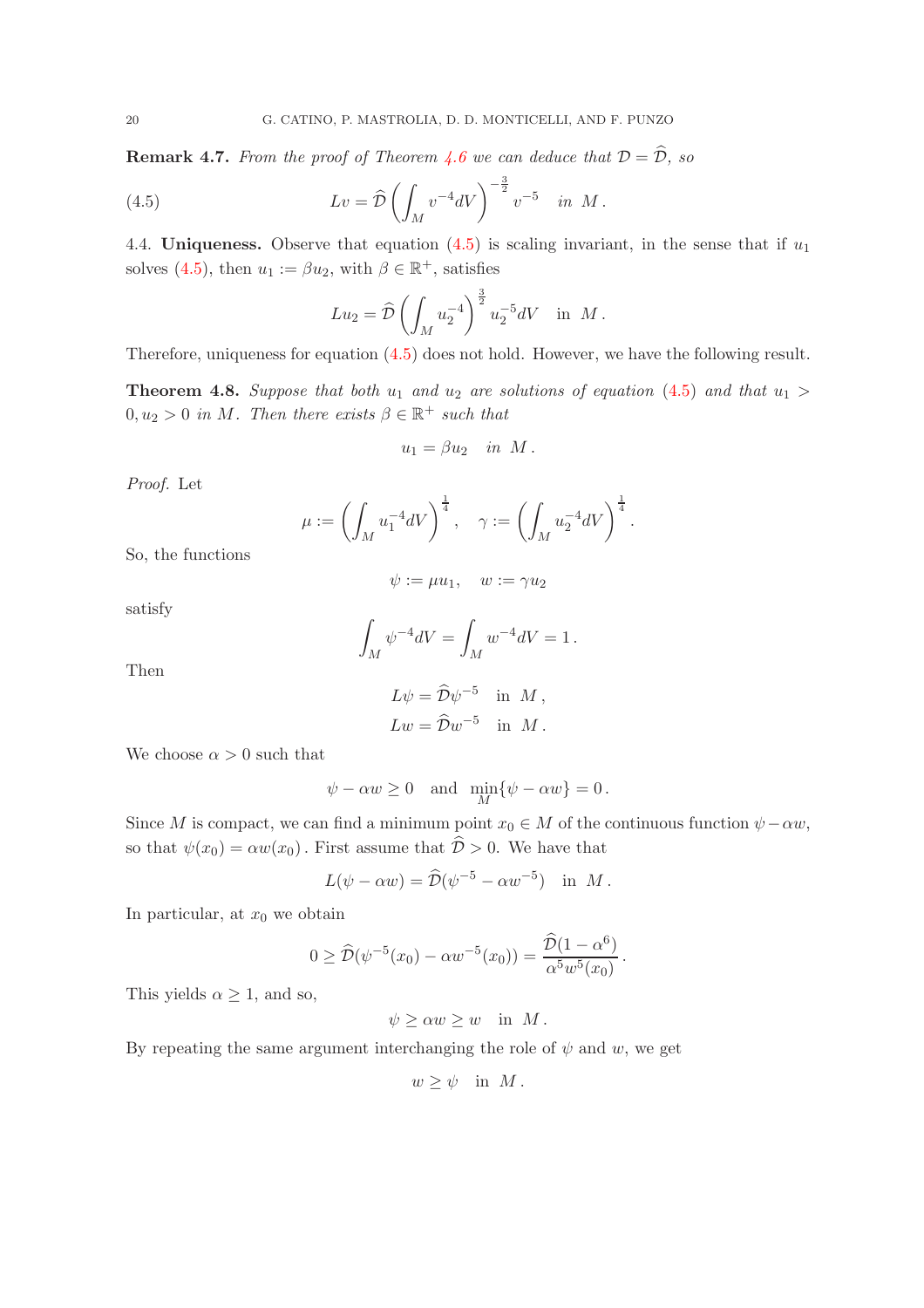**Remark 4.7.** *From the proof of Theorem 4.6 we can deduce that $\mathcal{D} = \widehat{\mathcal{D}}$, so*

$$Lv = \widehat{\mathcal{D}} \left( \int_M v^{-4} dV \right)^{-\frac{3}{2}} v^{-5} \quad in \;\; M \, . \tag{4.5}$$

4.4. **Uniqueness.** Observe that equation (4.5) is scaling invariant, in the sense that if $u_1$ solves (4.5), then $u_1 := \beta u_2$, with $\beta \in \mathbb{R}^+$, satisfies

$$Lu_2 = \widehat{\mathcal{D}} \left( \int_M u_2^{-4} \right)^{\frac{3}{2}} u_2^{-5} dV \quad \text{in} \;\; M \, .$$

Therefore, uniqueness for equation (4.5) does not hold. However, we have the following result.

**Theorem 4.8.** *Suppose that both $u_1$ and $u_2$ are solutions of equation (4.5) and that $u_1 > 0, u_2 > 0$ in $M$. Then there exists $\beta \in \mathbb{R}^+$ such that*

$$u_1 = \beta u_2 \quad in \;\; M \, .$$

*Proof.* Let

$$\mu := \left( \int_M u_1^{-4} dV \right)^{\frac{1}{4}}, \quad \gamma := \left( \int_M u_2^{-4} dV \right)^{\frac{1}{4}}.$$

So, the functions

$$\psi := \mu u_1, \quad w := \gamma u_2$$

satisfy

$$\int_M \psi^{-4} dV = \int_M w^{-4} dV = 1 \, .$$

Then

$$L\psi = \widehat{\mathcal{D}} \psi^{-5} \quad \text{in} \;\; M \, ,$$
$$Lw = \widehat{\mathcal{D}} w^{-5} \quad \text{in} \;\; M \, .$$

We choose $\alpha > 0$ such that

$$\psi - \alpha w \geq 0 \quad \text{and} \quad \min_M \{\psi - \alpha w\} = 0 \, .$$

Since $M$ is compact, we can find a minimum point $x_0 \in M$ of the continuous function $\psi - \alpha w$, so that $\psi(x_0) = \alpha w(x_0)$. First assume that $\widehat{\mathcal{D}} > 0$. We have that

$$L(\psi - \alpha w) = \widehat{\mathcal{D}}(\psi^{-5} - \alpha w^{-5}) \quad \text{in} \;\; M \, .$$

In particular, at $x_0$ we obtain

$$0 \geq \widehat{\mathcal{D}}(\psi^{-5}(x_0) - \alpha w^{-5}(x_0)) = \frac{\widehat{\mathcal{D}}(1 - \alpha^6)}{\alpha^5 w^5(x_0)} \, .$$

This yields $\alpha \geq 1$, and so,

$$\psi \geq \alpha w \geq w \quad \text{in} \;\; M \, .$$

By repeating the same argument interchanging the role of $\psi$ and $w$, we get

$$w \geq \psi \quad \text{in} \;\; M \, .$$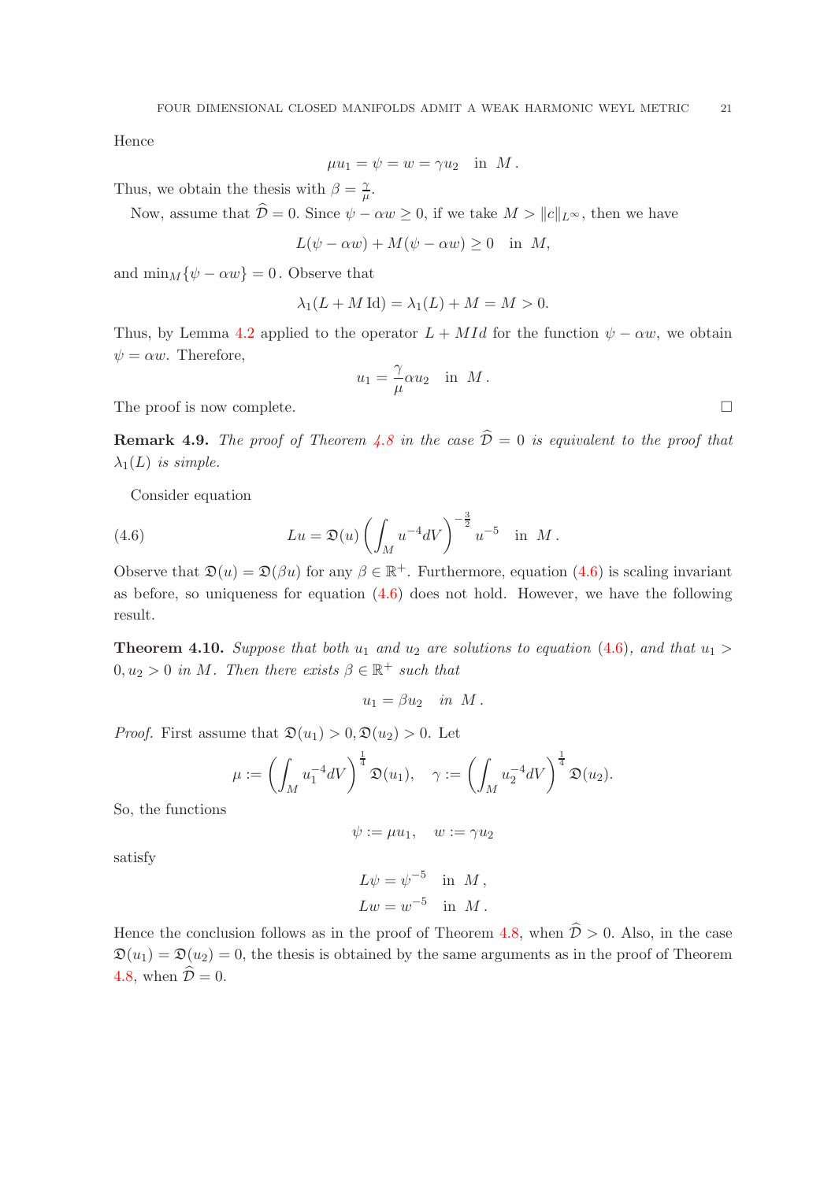Hence

$$\mu u_1 = \psi = w = \gamma u_2 \quad \text{in } M\,.$$

Thus, we obtain the thesis with $\beta = \frac{\gamma}{\mu}$.

Now, assume that $\widehat{\mathcal{D}} = 0$. Since $\psi - \alpha w \geq 0$, if we take $M > \|c\|_{L^\infty}$, then we have

$$L(\psi - \alpha w) + M(\psi - \alpha w) \geq 0 \quad \text{in } M,$$

and $\min_M\{\psi - \alpha w\} = 0$. Observe that

$$\lambda_1(L + M\,\mathrm{Id}) = \lambda_1(L) + M = M > 0.$$

Thus, by Lemma 4.2 applied to the operator $L + MId$ for the function $\psi - \alpha w$, we obtain $\psi = \alpha w$. Therefore,

$$u_1 = \frac{\gamma}{\mu}\alpha u_2 \quad \text{in } M\,.$$

The proof is now complete. ∎

**Remark 4.9.** *The proof of Theorem 4.8 in the case $\widehat{\mathcal{D}} = 0$ is equivalent to the proof that $\lambda_1(L)$ is simple.*

Consider equation

$$Lu = \mathfrak{D}(u)\left(\int_M u^{-4} dV\right)^{-\frac{3}{2}} u^{-5} \quad \text{in } M\,. \tag{4.6}$$

Observe that $\mathfrak{D}(u) = \mathfrak{D}(\beta u)$ for any $\beta \in \mathbb{R}^+$. Furthermore, equation (4.6) is scaling invariant as before, so uniqueness for equation (4.6) does not hold. However, we have the following result.

**Theorem 4.10.** *Suppose that both $u_1$ and $u_2$ are solutions to equation (4.6), and that $u_1 > 0, u_2 > 0$ in $M$. Then there exists $\beta \in \mathbb{R}^+$ such that*

$$u_1 = \beta u_2 \quad \text{in } M\,.$$

*Proof.* First assume that $\mathfrak{D}(u_1) > 0, \mathfrak{D}(u_2) > 0$. Let

$$\mu := \left(\int_M u_1^{-4} dV\right)^{\frac{1}{4}} \mathfrak{D}(u_1), \quad \gamma := \left(\int_M u_2^{-4} dV\right)^{\frac{1}{4}} \mathfrak{D}(u_2).$$

So, the functions

$$\psi := \mu u_1, \quad w := \gamma u_2$$

satisfy

$$L\psi = \psi^{-5} \quad \text{in } M\,,$$
$$Lw = w^{-5} \quad \text{in } M\,.$$

Hence the conclusion follows as in the proof of Theorem 4.8, when $\widehat{\mathcal{D}} > 0$. Also, in the case $\mathfrak{D}(u_1) = \mathfrak{D}(u_2) = 0$, the thesis is obtained by the same arguments as in the proof of Theorem 4.8, when $\widehat{\mathcal{D}} = 0$.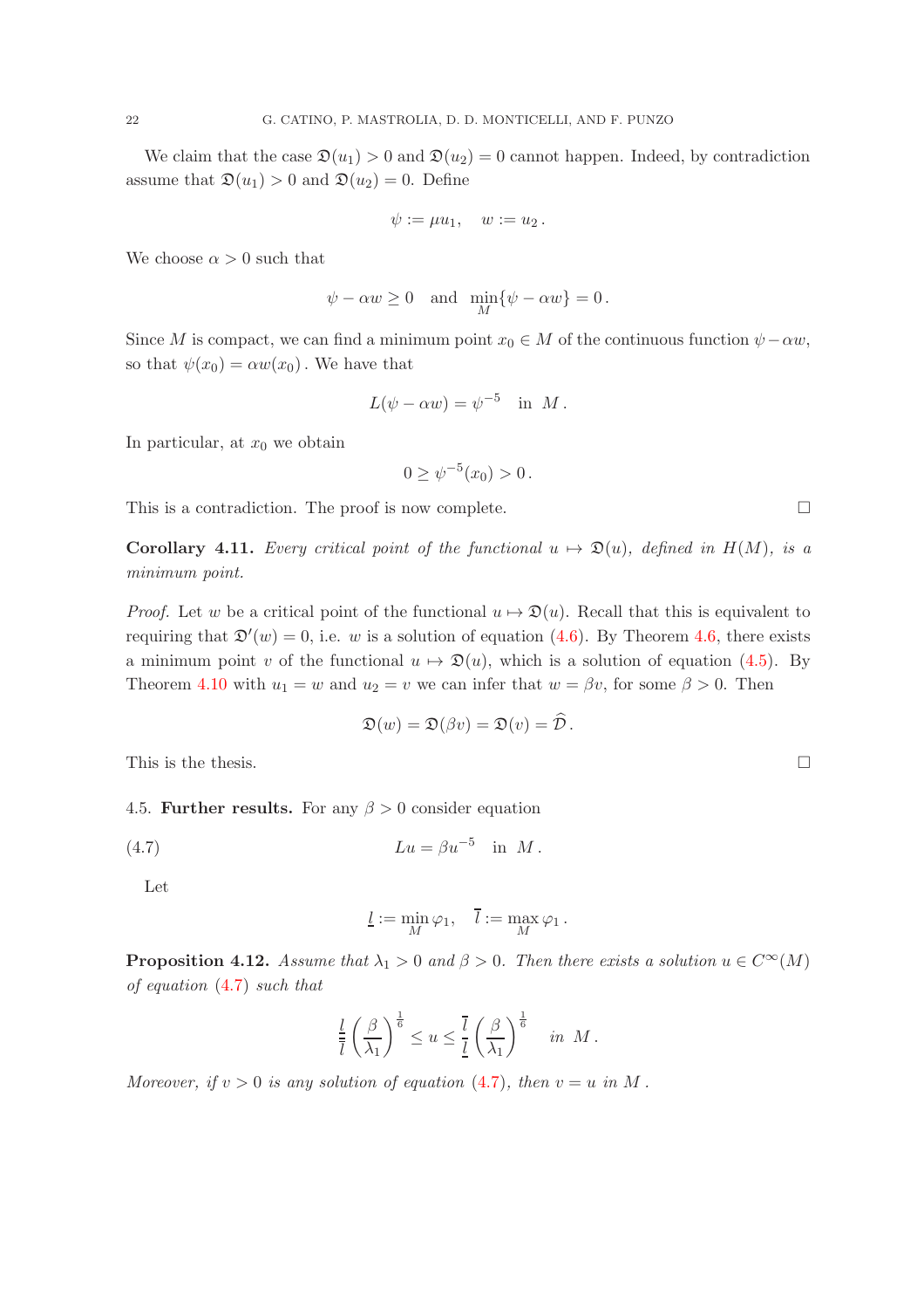We claim that the case $\mathfrak{D}(u_1) > 0$ and $\mathfrak{D}(u_2) = 0$ cannot happen. Indeed, by contradiction assume that $\mathfrak{D}(u_1) > 0$ and $\mathfrak{D}(u_2) = 0$. Define

$$\psi := \mu u_1, \quad w := u_2 .$$

We choose $\alpha > 0$ such that

$$\psi - \alpha w \geq 0 \quad \text{and} \quad \min_M \{\psi - \alpha w\} = 0 .$$

Since $M$ is compact, we can find a minimum point $x_0 \in M$ of the continuous function $\psi - \alpha w$, so that $\psi(x_0) = \alpha w(x_0)$. We have that

$$L(\psi - \alpha w) = \psi^{-5} \quad \text{in } M .$$

In particular, at $x_0$ we obtain

$$0 \geq \psi^{-5}(x_0) > 0 .$$

This is a contradiction. The proof is now complete. $\square$

**Corollary 4.11.** *Every critical point of the functional $u \mapsto \mathfrak{D}(u)$, defined in $H(M)$, is a minimum point.*

*Proof.* Let $w$ be a critical point of the functional $u \mapsto \mathfrak{D}(u)$. Recall that this is equivalent to requiring that $\mathfrak{D}'(w) = 0$, i.e. $w$ is a solution of equation (4.6). By Theorem 4.6, there exists a minimum point $v$ of the functional $u \mapsto \mathfrak{D}(u)$, which is a solution of equation (4.5). By Theorem 4.10 with $u_1 = w$ and $u_2 = v$ we can infer that $w = \beta v$, for some $\beta > 0$. Then

$$\mathfrak{D}(w) = \mathfrak{D}(\beta v) = \mathfrak{D}(v) = \widehat{\mathcal{D}} .$$

This is the thesis. $\square$

4.5. **Further results.** For any $\beta > 0$ consider equation

$$Lu = \beta u^{-5} \quad \text{in } M . \tag{4.7}$$

Let

$$\underline{l} := \min_M \varphi_1, \quad \overline{l} := \max_M \varphi_1 .$$

**Proposition 4.12.** *Assume that $\lambda_1 > 0$ and $\beta > 0$. Then there exists a solution $u \in C^\infty(M)$ of equation (4.7) such that*

$$\frac{\underline{l}}{\overline{l}} \left(\frac{\beta}{\lambda_1}\right)^{\frac{1}{6}} \leq u \leq \frac{\overline{l}}{\underline{l}} \left(\frac{\beta}{\lambda_1}\right)^{\frac{1}{6}} \quad \text{in } M .$$

*Moreover, if $v > 0$ is any solution of equation (4.7), then $v = u$ in $M$.*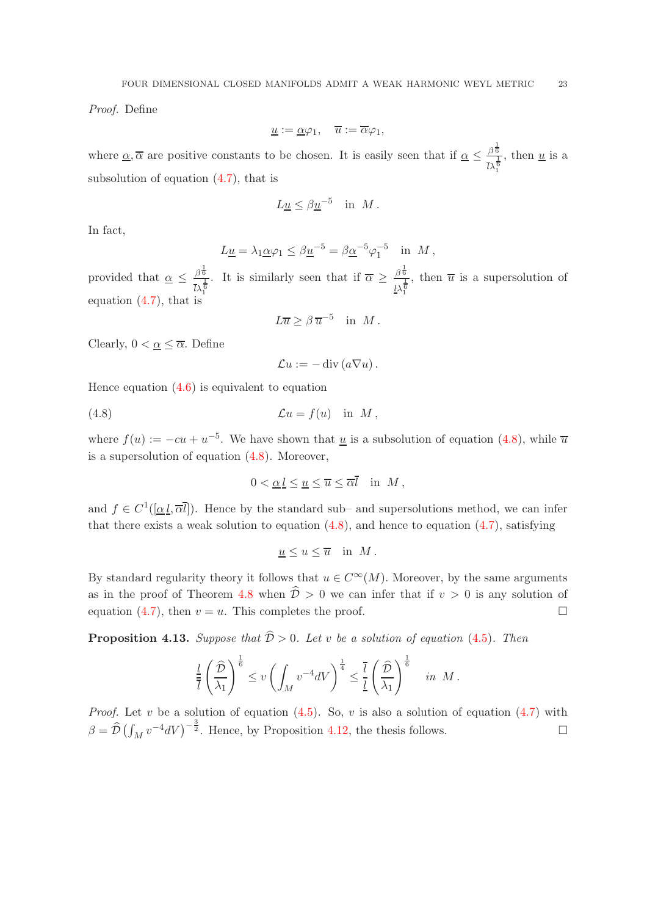*Proof.* Define

$$\underline{u} := \underline{\alpha}\varphi_1, \quad \overline{u} := \overline{\alpha}\varphi_1,$$

where $\underline{\alpha}, \overline{\alpha}$ are positive constants to be chosen. It is easily seen that if $\underline{\alpha} \leq \frac{\beta^{\frac{1}{6}}}{\overline{l}\lambda_1^{\frac{1}{6}}}$, then $\underline{u}$ is a subsolution of equation (4.7), that is

$$L\underline{u} \leq \beta \underline{u}^{-5} \quad \text{in } M\,.$$

In fact,

$$L\underline{u} = \lambda_1 \underline{\alpha}\varphi_1 \leq \beta \underline{u}^{-5} = \beta \underline{\alpha}^{-5}\varphi_1^{-5} \quad \text{in } M\,,$$

provided that $\underline{\alpha} \leq \frac{\beta^{\frac{1}{6}}}{\overline{l}\lambda_1^{\frac{1}{6}}}$. It is similarly seen that if $\overline{\alpha} \geq \frac{\beta^{\frac{1}{6}}}{\underline{l}\lambda_1^{\frac{1}{6}}}$, then $\overline{u}$ is a supersolution of equation (4.7), that is

$$L\overline{u} \geq \beta\,\overline{u}^{-5} \quad \text{in } M\,.$$

Clearly, $0 < \underline{\alpha} \leq \overline{\alpha}$. Define

$$\mathcal{L}u := -\operatorname{div}(a\nabla u)\,.$$

Hence equation (4.6) is equivalent to equation

$$\mathcal{L}u = f(u) \quad \text{in } M\,, \tag{4.8}$$

where $f(u) := -cu + u^{-5}$. We have shown that $\underline{u}$ is a subsolution of equation (4.8), while $\overline{u}$ is a supersolution of equation (4.8). Moreover,

$$0 < \underline{\alpha}\,\underline{l} \leq \underline{u} \leq \overline{u} \leq \overline{\alpha}\overline{l} \quad \text{in } M\,,$$

and $f \in C^1([\underline{\alpha}\,\underline{l}, \overline{\alpha}\overline{l}])$. Hence by the standard sub– and supersolutions method, we can infer that there exists a weak solution to equation (4.8), and hence to equation (4.7), satisfying

$$\underline{u} \leq u \leq \overline{u} \quad \text{in } M\,.$$

By standard regularity theory it follows that $u \in C^\infty(M)$. Moreover, by the same arguments as in the proof of Theorem 4.8 when $\widehat{\mathcal{D}} > 0$ we can infer that if $v > 0$ is any solution of equation (4.7), then $v = u$. This completes the proof. $\square$

**Proposition 4.13.** *Suppose that $\widehat{\mathcal{D}} > 0$. Let $v$ be a solution of equation (4.5). Then*

$$\frac{\underline{l}}{\overline{l}}\left(\frac{\widehat{\mathcal{D}}}{\lambda_1}\right)^{\frac{1}{6}} \leq v\left(\int_M v^{-4}dV\right)^{\frac{1}{4}} \leq \frac{\overline{l}}{\underline{l}}\left(\frac{\widehat{\mathcal{D}}}{\lambda_1}\right)^{\frac{1}{6}} \quad \text{in } M\,.$$

*Proof.* Let $v$ be a solution of equation (4.5). So, $v$ is also a solution of equation (4.7) with $\beta = \widehat{\mathcal{D}}\left(\int_M v^{-4}dV\right)^{-\frac{3}{2}}$. Hence, by Proposition 4.12, the thesis follows. $\square$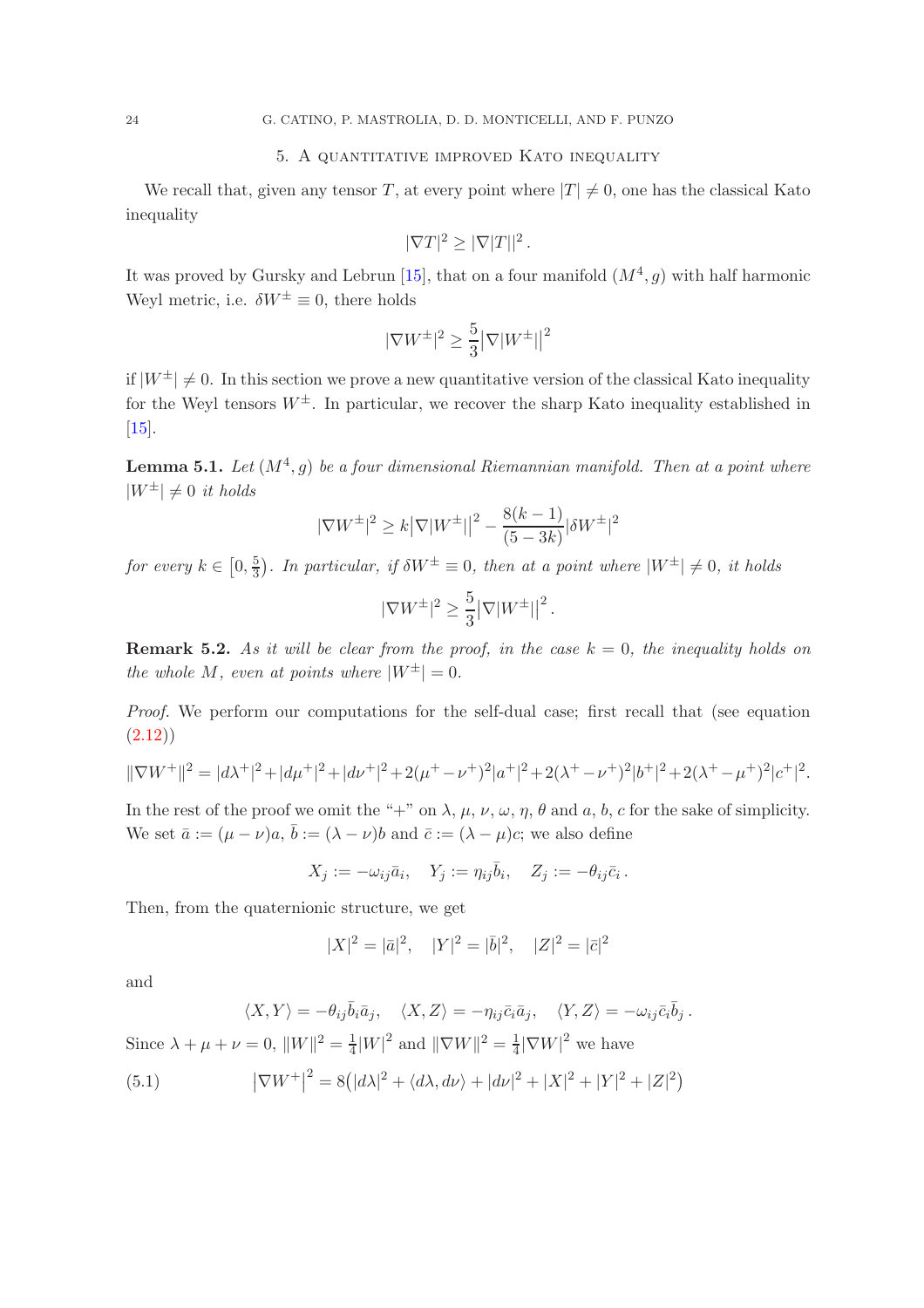## 5. A quantitative improved Kato inequality

We recall that, given any tensor $T$, at every point where $|T| \neq 0$, one has the classical Kato inequality

$$|\nabla T|^2 \geq |\nabla |T||^2 .$$

It was proved by Gursky and Lebrun [15], that on a four manifold $(M^4, g)$ with half harmonic Weyl metric, i.e. $\delta W^{\pm} \equiv 0$, there holds

$$|\nabla W^{\pm}|^2 \geq \frac{5}{3} \big|\nabla |W^{\pm}|\big|^2$$

if $|W^{\pm}| \neq 0$. In this section we prove a new quantitative version of the classical Kato inequality for the Weyl tensors $W^{\pm}$. In particular, we recover the sharp Kato inequality established in [15].

**Lemma 5.1.** *Let $(M^4, g)$ be a four dimensional Riemannian manifold. Then at a point where $|W^{\pm}| \neq 0$ it holds*

$$|\nabla W^{\pm}|^2 \geq k \big|\nabla |W^{\pm}|\big|^2 - \frac{8(k-1)}{(5-3k)} |\delta W^{\pm}|^2$$

*for every $k \in \left[0, \frac{5}{3}\right)$. In particular, if $\delta W^{\pm} \equiv 0$, then at a point where $|W^{\pm}| \neq 0$, it holds*

$$|\nabla W^{\pm}|^2 \geq \frac{5}{3} \big|\nabla |W^{\pm}|\big|^2 .$$

**Remark 5.2.** *As it will be clear from the proof, in the case $k = 0$, the inequality holds on the whole $M$, even at points where $|W^{\pm}| = 0$.*

*Proof.* We perform our computations for the self-dual case; first recall that (see equation (2.12))

$$\|\nabla W^+\|^2 = |d\lambda^+|^2 + |d\mu^+|^2 + |d\nu^+|^2 + 2(\mu^+ - \nu^+)^2 |a^+|^2 + 2(\lambda^+ - \nu^+)^2 |b^+|^2 + 2(\lambda^+ - \mu^+)^2 |c^+|^2 .$$

In the rest of the proof we omit the "+" on $\lambda$, $\mu$, $\nu$, $\omega$, $\eta$, $\theta$ and $a$, $b$, $c$ for the sake of simplicity. We set $\bar{a} := (\mu - \nu)a$, $\bar{b} := (\lambda - \nu)b$ and $\bar{c} := (\lambda - \mu)c$; we also define

$$X_j := -\omega_{ij}\bar{a}_i, \quad Y_j := \eta_{ij}\bar{b}_i, \quad Z_j := -\theta_{ij}\bar{c}_i .$$

Then, from the quaternionic structure, we get

$$|X|^2 = |\bar{a}|^2, \quad |Y|^2 = |\bar{b}|^2, \quad |Z|^2 = |\bar{c}|^2$$

and

$$\langle X, Y \rangle = -\theta_{ij}\bar{b}_i\bar{a}_j, \quad \langle X, Z \rangle = -\eta_{ij}\bar{c}_i\bar{a}_j, \quad \langle Y, Z \rangle = -\omega_{ij}\bar{c}_i\bar{b}_j .$$

Since $\lambda + \mu + \nu = 0$, $\|W\|^2 = \frac{1}{4}|W|^2$ and $\|\nabla W\|^2 = \frac{1}{4}|\nabla W|^2$ we have

$$\big|\nabla W^+\big|^2 = 8\big(|d\lambda|^2 + \langle d\lambda, d\nu \rangle + |d\nu|^2 + |X|^2 + |Y|^2 + |Z|^2\big) \tag{5.1}$$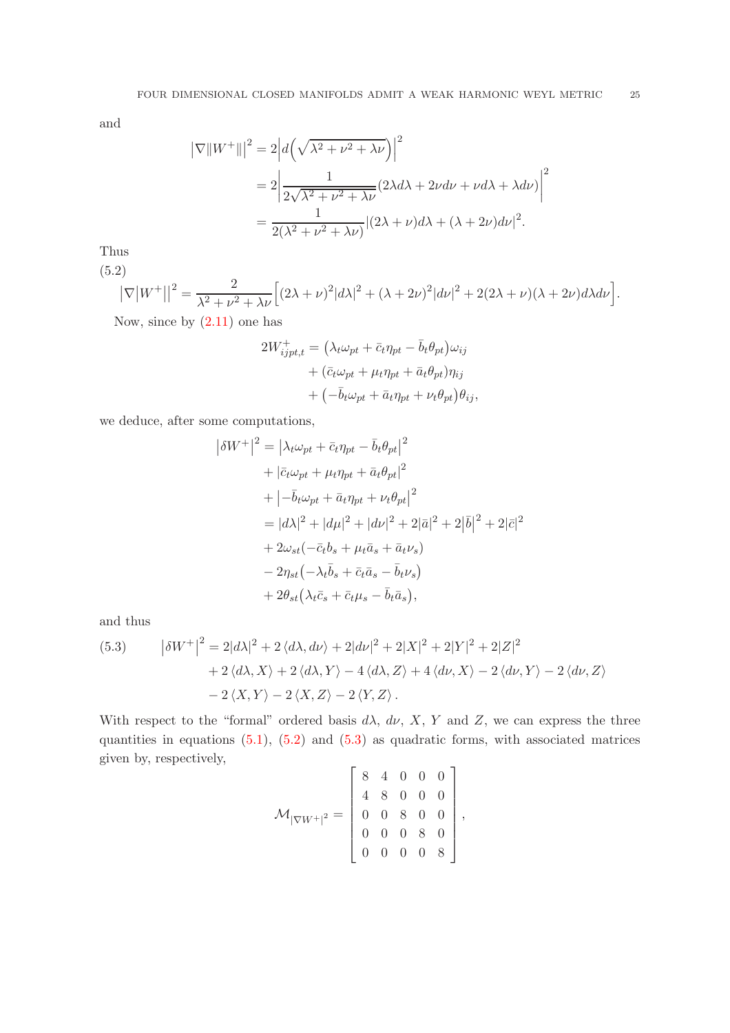and

$$
\begin{aligned}
\left|\nabla\|W^+\|\right|^2 &= 2\left|d\left(\sqrt{\lambda^2+\nu^2+\lambda\nu}\right)\right|^2 \\
&= 2\left|\frac{1}{2\sqrt{\lambda^2+\nu^2+\lambda\nu}}(2\lambda d\lambda + 2\nu d\nu + \nu d\lambda + \lambda d\nu)\right|^2 \\
&= \frac{1}{2(\lambda^2+\nu^2+\lambda\nu)}|(2\lambda+\nu)d\lambda + (\lambda+2\nu)d\nu|^2.
\end{aligned}
$$

Thus

(5.2)

$$
\left|\nabla\left|W^+\right|\right|^2 = \frac{2}{\lambda^2+\nu^2+\lambda\nu}\Big[(2\lambda+\nu)^2|d\lambda|^2 + (\lambda+2\nu)^2|d\nu|^2 + 2(2\lambda+\nu)(\lambda+2\nu)d\lambda d\nu\Big].
$$

Now, since by (2.11) one has

$$
\begin{aligned}
2W^+_{ijpt,t} &= \left(\lambda_t\omega_{pt} + \bar{c}_t\eta_{pt} - \bar{b}_t\theta_{pt}\right)\omega_{ij} \\
&\quad + \left(\bar{c}_t\omega_{pt} + \mu_t\eta_{pt} + \bar{a}_t\theta_{pt}\right)\eta_{ij} \\
&\quad + \left(-\bar{b}_t\omega_{pt} + \bar{a}_t\eta_{pt} + \nu_t\theta_{pt}\right)\theta_{ij},
\end{aligned}
$$

we deduce, after some computations,

$$
\begin{aligned}
\left|\delta W^+\right|^2 &= \left|\lambda_t\omega_{pt} + \bar{c}_t\eta_{pt} - \bar{b}_t\theta_{pt}\right|^2 \\
&\quad + \left|\bar{c}_t\omega_{pt} + \mu_t\eta_{pt} + \bar{a}_t\theta_{pt}\right|^2 \\
&\quad + \left|-\bar{b}_t\omega_{pt} + \bar{a}_t\eta_{pt} + \nu_t\theta_{pt}\right|^2 \\
&= |d\lambda|^2 + |d\mu|^2 + |d\nu|^2 + 2|\bar{a}|^2 + 2\left|\bar{b}\right|^2 + 2|\bar{c}|^2 \\
&\quad + 2\omega_{st}(-\bar{c}_t b_s + \mu_t\bar{a}_s + \bar{a}_t\nu_s) \\
&\quad - 2\eta_{st}\left(-\lambda_t\bar{b}_s + \bar{c}_t\bar{a}_s - \bar{b}_t\nu_s\right) \\
&\quad + 2\theta_{st}\left(\lambda_t\bar{c}_s + \bar{c}_t\mu_s - \bar{b}_t\bar{a}_s\right),
\end{aligned}
$$

and thus

(5.3)

$$
\begin{aligned}
\left|\delta W^+\right|^2 &= 2|d\lambda|^2 + 2\left\langle d\lambda, d\nu\right\rangle + 2|d\nu|^2 + 2|X|^2 + 2|Y|^2 + 2|Z|^2 \\
&\quad + 2\left\langle d\lambda, X\right\rangle + 2\left\langle d\lambda, Y\right\rangle - 4\left\langle d\lambda, Z\right\rangle + 4\left\langle d\nu, X\right\rangle - 2\left\langle d\nu, Y\right\rangle - 2\left\langle d\nu, Z\right\rangle \\
&\quad - 2\left\langle X, Y\right\rangle - 2\left\langle X, Z\right\rangle - 2\left\langle Y, Z\right\rangle.
\end{aligned}
$$

With respect to the "formal" ordered basis $d\lambda$, $d\nu$, $X$, $Y$ and $Z$, we can express the three quantities in equations (5.1), (5.2) and (5.3) as quadratic forms, with associated matrices given by, respectively,

$$
\mathcal{M}_{|\nabla W^+|^2} = \begin{bmatrix} 8 & 4 & 0 & 0 & 0 \\ 4 & 8 & 0 & 0 & 0 \\ 0 & 0 & 8 & 0 & 0 \\ 0 & 0 & 0 & 8 & 0 \\ 0 & 0 & 0 & 0 & 8 \end{bmatrix},
$$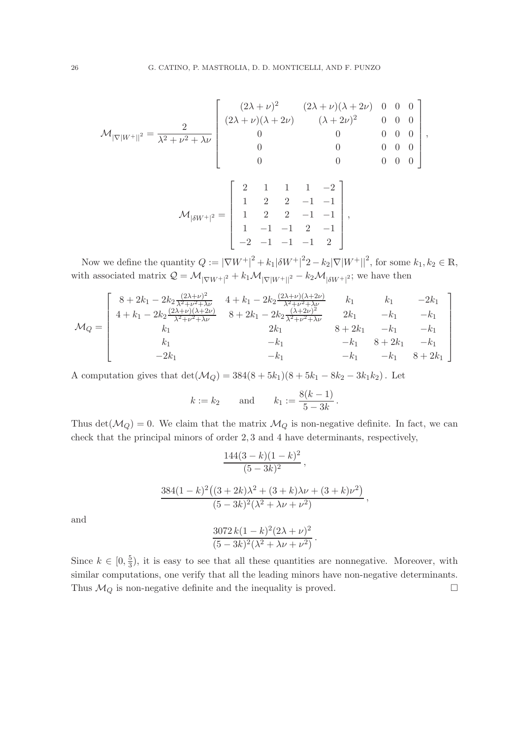$$
\mathcal{M}_{|\nabla|W^+||^2} = \frac{2}{\lambda^2+\nu^2+\lambda\nu} \begin{bmatrix} (2\lambda+\nu)^2 & (2\lambda+\nu)(\lambda+2\nu) & 0 & 0 & 0 \\ (2\lambda+\nu)(\lambda+2\nu) & (\lambda+2\nu)^2 & 0 & 0 & 0 \\ 0 & 0 & 0 & 0 & 0 \\ 0 & 0 & 0 & 0 & 0 \\ 0 & 0 & 0 & 0 & 0 \end{bmatrix},
$$

$$
\mathcal{M}_{|\delta W^+|^2} = \begin{bmatrix} 2 & 1 & 1 & 1 & -2 \\ 1 & 2 & 2 & -1 & -1 \\ 1 & 2 & 2 & -1 & -1 \\ 1 & -1 & -1 & 2 & -1 \\ -2 & -1 & -1 & -1 & 2 \end{bmatrix},
$$

Now we define the quantity $Q := |\nabla W^+|^2 + k_1|\delta W^+|^2 2 - k_2|\nabla|W^+||^2$, for some $k_1, k_2 \in \mathbb{R}$, with associated matrix $\mathcal{Q} = \mathcal{M}_{|\nabla W^+|^2} + k_1\mathcal{M}_{|\nabla|W^+||^2} - k_2\mathcal{M}_{|\delta W^+|^2}$; we have then

$$
\mathcal{M}_Q = \begin{bmatrix} 8+2k_1-2k_2\frac{(2\lambda+\nu)^2}{\lambda^2+\nu^2+\lambda\nu} & 4+k_1-2k_2\frac{(2\lambda+\nu)(\lambda+2\nu)}{\lambda^2+\nu^2+\lambda\nu} & k_1 & k_1 & -2k_1 \\ 4+k_1-2k_2\frac{(2\lambda+\nu)(\lambda+2\nu)}{\lambda^2+\nu^2+\lambda\nu} & 8+2k_1-2k_2\frac{(\lambda+2\nu)^2}{\lambda^2+\nu^2+\lambda\nu} & 2k_1 & -k_1 & -k_1 \\ k_1 & 2k_1 & 8+2k_1 & -k_1 & -k_1 \\ k_1 & -k_1 & -k_1 & 8+2k_1 & -k_1 \\ -2k_1 & -k_1 & -k_1 & -k_1 & 8+2k_1 \end{bmatrix}
$$

A computation gives that $\det(\mathcal{M}_Q) = 384(8+5k_1)(8+5k_1-8k_2-3k_1k_2)$. Let

$$
k := k_2 \qquad \text{and} \qquad k_1 := \frac{8(k-1)}{5-3k}.
$$

Thus $\det(\mathcal{M}_Q) = 0$. We claim that the matrix $\mathcal{M}_Q$ is non-negative definite. In fact, we can check that the principal minors of order $2, 3$ and $4$ have determinants, respectively,

$$
\frac{144(3-k)(1-k)^2}{(5-3k)^2},
$$

$$
\frac{384(1-k)^2\big((3+2k)\lambda^2+(3+k)\lambda\nu+(3+k)\nu^2\big)}{(5-3k)^2(\lambda^2+\lambda\nu+\nu^2)},
$$

and

$$
\frac{3072\,k(1-k)^2(2\lambda+\nu)^2}{(5-3k)^2(\lambda^2+\lambda\nu+\nu^2)}.
$$

Since $k \in [0, \frac{5}{3})$, it is easy to see that all these quantities are nonnegative. Moreover, with similar computations, one verify that all the leading minors have non-negative determinants. Thus $\mathcal{M}_Q$ is non-negative definite and the inequality is proved. $\square$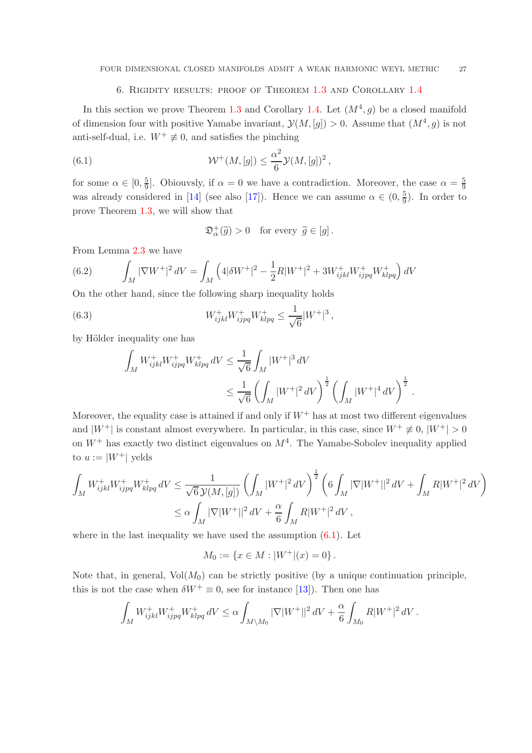## 6. Rigidity results: proof of Theorem 1.3 and Corollary 1.4

In this section we prove Theorem 1.3 and Corollary 1.4. Let $(M^4, g)$ be a closed manifold of dimension four with positive Yamabe invariant, $\mathcal{Y}(M,[g])>0$. Assume that $(M^4,g)$ is not anti-self-dual, i.e. $W^+ \not\equiv 0$, and satisfies the pinching

$$\mathcal{W}^+(M,[g]) \leq \frac{\alpha^2}{6}\mathcal{Y}(M,[g])^2\,, \tag{6.1}$$

for some $\alpha \in [0, \frac{5}{9}]$. Obiouvsly, if $\alpha = 0$ we have a contradiction. Moreover, the case $\alpha = \frac{5}{9}$ was already considered in [14] (see also [17]). Hence we can assume $\alpha \in (0, \frac{5}{9})$. In order to prove Theorem 1.3, we will show that

$$\mathfrak{D}^+_\alpha(\widetilde{g}) > 0 \quad \text{for every } \widetilde{g} \in [g]\,.$$

From Lemma 2.3 we have

$$\int_M |\nabla W^+|^2\,dV = \int_M \left(4|\delta W^+|^2 - \frac{1}{2}R|W^+|^2 + 3W^+_{ijkl}W^+_{ijpq}W^+_{klpq}\right)dV \tag{6.2}$$

On the other hand, since the following sharp inequality holds

$$W^+_{ijkl}W^+_{ijpq}W^+_{klpq} \leq \frac{1}{\sqrt{6}}|W^+|^3\,, \tag{6.3}$$

by Hölder inequality one has

$$\begin{aligned}\int_M W^+_{ijkl}W^+_{ijpq}W^+_{klpq}\,dV &\leq \frac{1}{\sqrt{6}}\int_M |W^+|^3\,dV \\ &\leq \frac{1}{\sqrt{6}}\left(\int_M |W^+|^2\,dV\right)^{\frac{1}{2}}\left(\int_M |W^+|^4\,dV\right)^{\frac{1}{2}}.\end{aligned}$$

Moreover, the equality case is attained if and only if $W^+$ has at most two different eigenvalues and $|W^+|$ is constant almost everywhere. In particular, in this case, since $W^+ \not\equiv 0$, $|W^+| > 0$ on $W^+$ has exactly two distinct eigenvalues on $M^4$. The Yamabe-Sobolev inequality applied to $u := |W^+|$ yelds

$$\begin{aligned}\int_M W^+_{ijkl}W^+_{ijpq}W^+_{klpq}\,dV &\leq \frac{1}{\sqrt{6}\,\mathcal{Y}(M,[g])}\left(\int_M |W^+|^2\,dV\right)^{\frac{1}{2}}\left(6\int_M |\nabla|W^+||^2\,dV + \int_M R|W^+|^2\,dV\right) \\ &\leq \alpha\int_M |\nabla|W^+||^2\,dV + \frac{\alpha}{6}\int_M R|W^+|^2\,dV\,,\end{aligned}$$

where in the last inequality we have used the assumption (6.1). Let

$$M_0 := \{x \in M : |W^+|(x) = 0\}\,.$$

Note that, in general, $\mathrm{Vol}(M_0)$ can be strictly positive (by a unique continuation principle, this is not the case when $\delta W^+ \equiv 0$, see for instance [13]). Then one has

$$\int_M W^+_{ijkl}W^+_{ijpq}W^+_{klpq}\,dV \leq \alpha\int_{M\setminus M_0} |\nabla|W^+||^2\,dV + \frac{\alpha}{6}\int_{M_0} R|W^+|^2\,dV\,.$$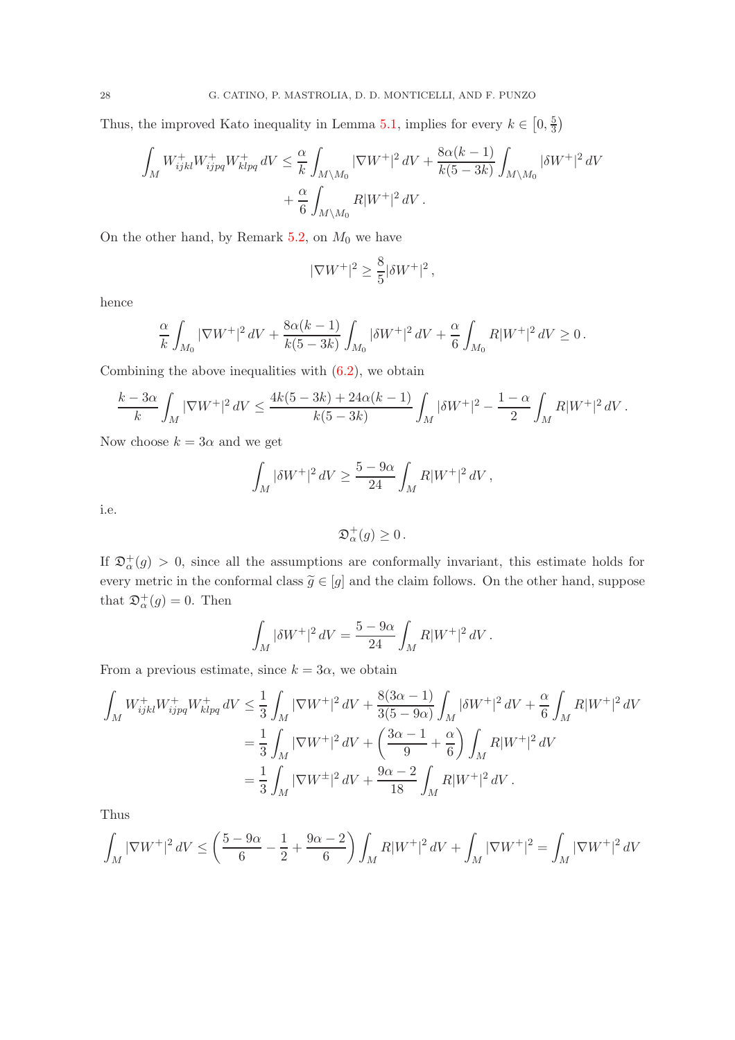Thus, the improved Kato inequality in Lemma 5.1, implies for every $k \in \left[0, \frac{5}{3}\right)$

$$\int_M W^+_{ijkl} W^+_{ijpq} W^+_{klpq} \, dV \leq \frac{\alpha}{k} \int_{M \setminus M_0} |\nabla W^+|^2 \, dV + \frac{8\alpha(k-1)}{k(5-3k)} \int_{M \setminus M_0} |\delta W^+|^2 \, dV$$
$$+ \frac{\alpha}{6} \int_{M \setminus M_0} R |W^+|^2 \, dV \, .$$

On the other hand, by Remark 5.2, on $M_0$ we have

$$|\nabla W^+|^2 \geq \frac{8}{5} |\delta W^+|^2 \, ,$$

hence

$$\frac{\alpha}{k} \int_{M_0} |\nabla W^+|^2 \, dV + \frac{8\alpha(k-1)}{k(5-3k)} \int_{M_0} |\delta W^+|^2 \, dV + \frac{\alpha}{6} \int_{M_0} R |W^+|^2 \, dV \geq 0 \, .$$

Combining the above inequalities with (6.2), we obtain

$$\frac{k - 3\alpha}{k} \int_M |\nabla W^+|^2 \, dV \leq \frac{4k(5-3k) + 24\alpha(k-1)}{k(5-3k)} \int_M |\delta W^+|^2 - \frac{1-\alpha}{2} \int_M R |W^+|^2 \, dV \, .$$

Now choose $k = 3\alpha$ and we get

$$\int_M |\delta W^+|^2 \, dV \geq \frac{5 - 9\alpha}{24} \int_M R |W^+|^2 \, dV \, ,$$

i.e.

$$\mathfrak{D}^+_\alpha(g) \geq 0 \, .$$

If $\mathfrak{D}^+_\alpha(g) > 0$, since all the assumptions are conformally invariant, this estimate holds for every metric in the conformal class $\widetilde{g} \in [g]$ and the claim follows. On the other hand, suppose that $\mathfrak{D}^+_\alpha(g) = 0$. Then

$$\int_M |\delta W^+|^2 \, dV = \frac{5 - 9\alpha}{24} \int_M R |W^+|^2 \, dV \, .$$

From a previous estimate, since $k = 3\alpha$, we obtain

$$\begin{aligned}
\int_M W^+_{ijkl} W^+_{ijpq} W^+_{klpq} \, dV &\leq \frac{1}{3} \int_M |\nabla W^+|^2 \, dV + \frac{8(3\alpha - 1)}{3(5 - 9\alpha)} \int_M |\delta W^+|^2 \, dV + \frac{\alpha}{6} \int_M R |W^+|^2 \, dV \\
&= \frac{1}{3} \int_M |\nabla W^+|^2 \, dV + \left( \frac{3\alpha - 1}{9} + \frac{\alpha}{6} \right) \int_M R |W^+|^2 \, dV \\
&= \frac{1}{3} \int_M |\nabla W^\pm|^2 \, dV + \frac{9\alpha - 2}{18} \int_M R |W^+|^2 \, dV \, .
\end{aligned}$$

Thus

$$\int_M |\nabla W^+|^2 \, dV \leq \left( \frac{5 - 9\alpha}{6} - \frac{1}{2} + \frac{9\alpha - 2}{6} \right) \int_M R |W^+|^2 \, dV + \int_M |\nabla W^+|^2 = \int_M |\nabla W^+|^2 \, dV$$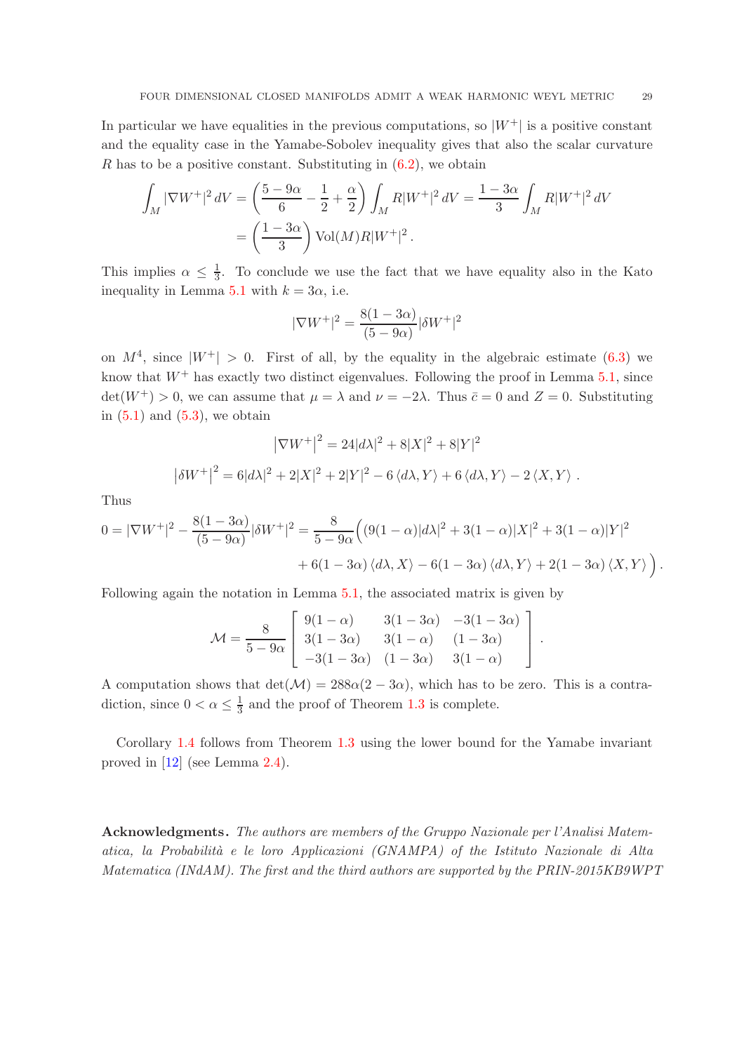In particular we have equalities in the previous computations, so $|W^+|$ is a positive constant and the equality case in the Yamabe-Sobolev inequality gives that also the scalar curvature $R$ has to be a positive constant. Substituting in (6.2), we obtain

$$
\begin{aligned}
\int_M |\nabla W^+|^2\, dV &= \left(\frac{5-9\alpha}{6} - \frac{1}{2} + \frac{\alpha}{2}\right)\int_M R|W^+|^2\, dV = \frac{1-3\alpha}{3}\int_M R|W^+|^2\, dV \\
&= \left(\frac{1-3\alpha}{3}\right)\mathrm{Vol}(M)R|W^+|^2 .
\end{aligned}
$$

This implies $\alpha \leq \frac{1}{3}$. To conclude we use the fact that we have equality also in the Kato inequality in Lemma 5.1 with $k = 3\alpha$, i.e.

$$
|\nabla W^+|^2 = \frac{8(1-3\alpha)}{(5-9\alpha)}|\delta W^+|^2
$$

on $M^4$, since $|W^+| > 0$. First of all, by the equality in the algebraic estimate (6.3) we know that $W^+$ has exactly two distinct eigenvalues. Following the proof in Lemma 5.1, since $\det(W^+) > 0$, we can assume that $\mu = \lambda$ and $\nu = -2\lambda$. Thus $\bar{c} = 0$ and $Z = 0$. Substituting in (5.1) and (5.3), we obtain

$$
\left|\nabla W^+\right|^2 = 24|d\lambda|^2 + 8|X|^2 + 8|Y|^2
$$

$$
\left|\delta W^+\right|^2 = 6|d\lambda|^2 + 2|X|^2 + 2|Y|^2 - 6\left\langle d\lambda, Y\right\rangle + 6\left\langle d\lambda, Y\right\rangle - 2\left\langle X, Y\right\rangle .
$$

Thus

$$
\begin{aligned}
0 = |\nabla W^+|^2 - \frac{8(1-3\alpha)}{(5-9\alpha)}|\delta W^+|^2 = \frac{8}{5-9\alpha}\Big( &(9(1-\alpha)|d\lambda|^2 + 3(1-\alpha)|X|^2 + 3(1-\alpha)|Y|^2 \\
&+ 6(1-3\alpha)\left\langle d\lambda, X\right\rangle - 6(1-3\alpha)\left\langle d\lambda, Y\right\rangle + 2(1-3\alpha)\left\langle X, Y\right\rangle \Big).
\end{aligned}
$$

Following again the notation in Lemma 5.1, the associated matrix is given by

$$
\mathcal{M} = \frac{8}{5-9\alpha}\begin{bmatrix} 9(1-\alpha) & 3(1-3\alpha) & -3(1-3\alpha) \\ 3(1-3\alpha) & 3(1-\alpha) & (1-3\alpha) \\ -3(1-3\alpha) & (1-3\alpha) & 3(1-\alpha) \end{bmatrix}.
$$

A computation shows that $\det(\mathcal{M}) = 288\alpha(2-3\alpha)$, which has to be zero. This is a contradiction, since $0 < \alpha \leq \frac{1}{3}$ and the proof of Theorem 1.3 is complete.

Corollary 1.4 follows from Theorem 1.3 using the lower bound for the Yamabe invariant proved in [12] (see Lemma 2.4).

**Acknowledgments.** *The authors are members of the Gruppo Nazionale per l'Analisi Matematica, la Probabilità e le loro Applicazioni (GNAMPA) of the Istituto Nazionale di Alta Matematica (INdAM). The first and the third authors are supported by the PRIN-2015KB9WPT*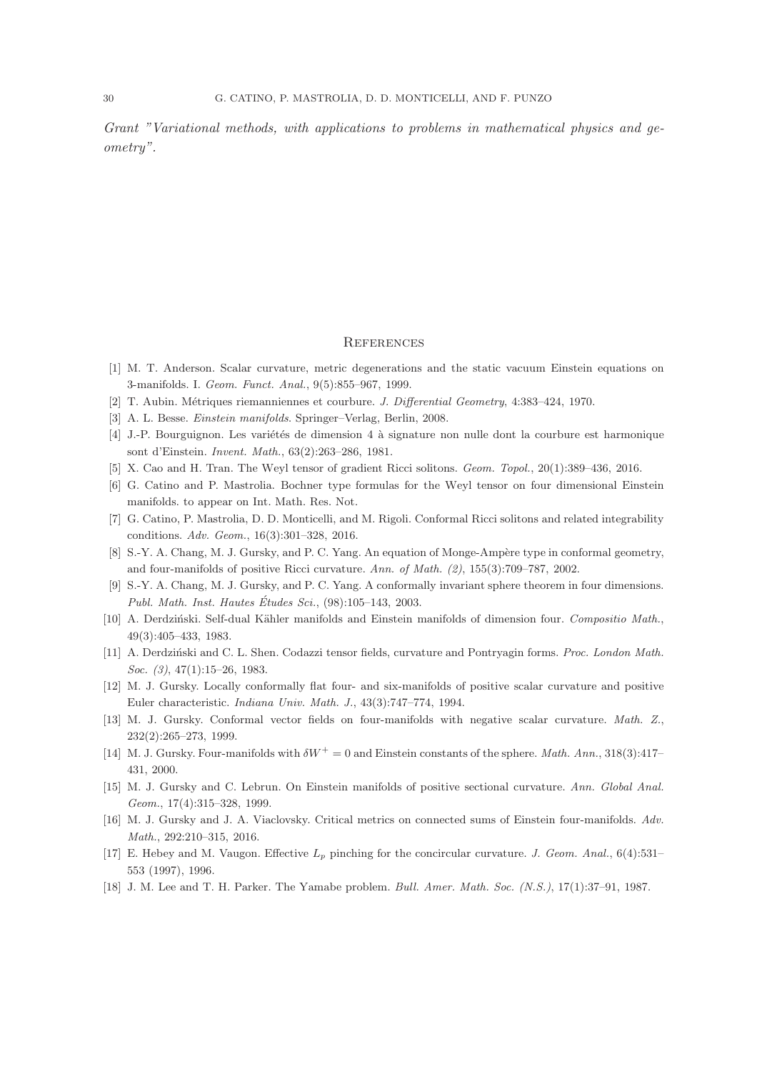*Grant "Variational methods, with applications to problems in mathematical physics and geometry".*

## References

[1] M. T. Anderson. Scalar curvature, metric degenerations and the static vacuum Einstein equations on 3-manifolds. I. *Geom. Funct. Anal.*, 9(5):855–967, 1999.

[2] T. Aubin. Métriques riemanniennes et courbure. *J. Differential Geometry*, 4:383–424, 1970.

[3] A. L. Besse. *Einstein manifolds*. Springer–Verlag, Berlin, 2008.

[4] J.-P. Bourguignon. Les variétés de dimension 4 à signature non nulle dont la courbure est harmonique sont d'Einstein. *Invent. Math.*, 63(2):263–286, 1981.

[5] X. Cao and H. Tran. The Weyl tensor of gradient Ricci solitons. *Geom. Topol.*, 20(1):389–436, 2016.

[6] G. Catino and P. Mastrolia. Bochner type formulas for the Weyl tensor on four dimensional Einstein manifolds. to appear on Int. Math. Res. Not.

[7] G. Catino, P. Mastrolia, D. D. Monticelli, and M. Rigoli. Conformal Ricci solitons and related integrability conditions. *Adv. Geom.*, 16(3):301–328, 2016.

[8] S.-Y. A. Chang, M. J. Gursky, and P. C. Yang. An equation of Monge-Ampère type in conformal geometry, and four-manifolds of positive Ricci curvature. *Ann. of Math. (2)*, 155(3):709–787, 2002.

[9] S.-Y. A. Chang, M. J. Gursky, and P. C. Yang. A conformally invariant sphere theorem in four dimensions. *Publ. Math. Inst. Hautes Études Sci.*, (98):105–143, 2003.

[10] A. Derdziński. Self-dual Kähler manifolds and Einstein manifolds of dimension four. *Compositio Math.*, 49(3):405–433, 1983.

[11] A. Derdziński and C. L. Shen. Codazzi tensor fields, curvature and Pontryagin forms. *Proc. London Math. Soc. (3)*, 47(1):15–26, 1983.

[12] M. J. Gursky. Locally conformally flat four- and six-manifolds of positive scalar curvature and positive Euler characteristic. *Indiana Univ. Math. J.*, 43(3):747–774, 1994.

[13] M. J. Gursky. Conformal vector fields on four-manifolds with negative scalar curvature. *Math. Z.*, 232(2):265–273, 1999.

[14] M. J. Gursky. Four-manifolds with $\delta W^+ = 0$ and Einstein constants of the sphere. *Math. Ann.*, 318(3):417–431, 2000.

[15] M. J. Gursky and C. Lebrun. On Einstein manifolds of positive sectional curvature. *Ann. Global Anal. Geom.*, 17(4):315–328, 1999.

[16] M. J. Gursky and J. A. Viaclovsky. Critical metrics on connected sums of Einstein four-manifolds. *Adv. Math.*, 292:210–315, 2016.

[17] E. Hebey and M. Vaugon. Effective $L_p$ pinching for the concircular curvature. *J. Geom. Anal.*, 6(4):531–553 (1997), 1996.

[18] J. M. Lee and T. H. Parker. The Yamabe problem. *Bull. Amer. Math. Soc. (N.S.)*, 17(1):37–91, 1987.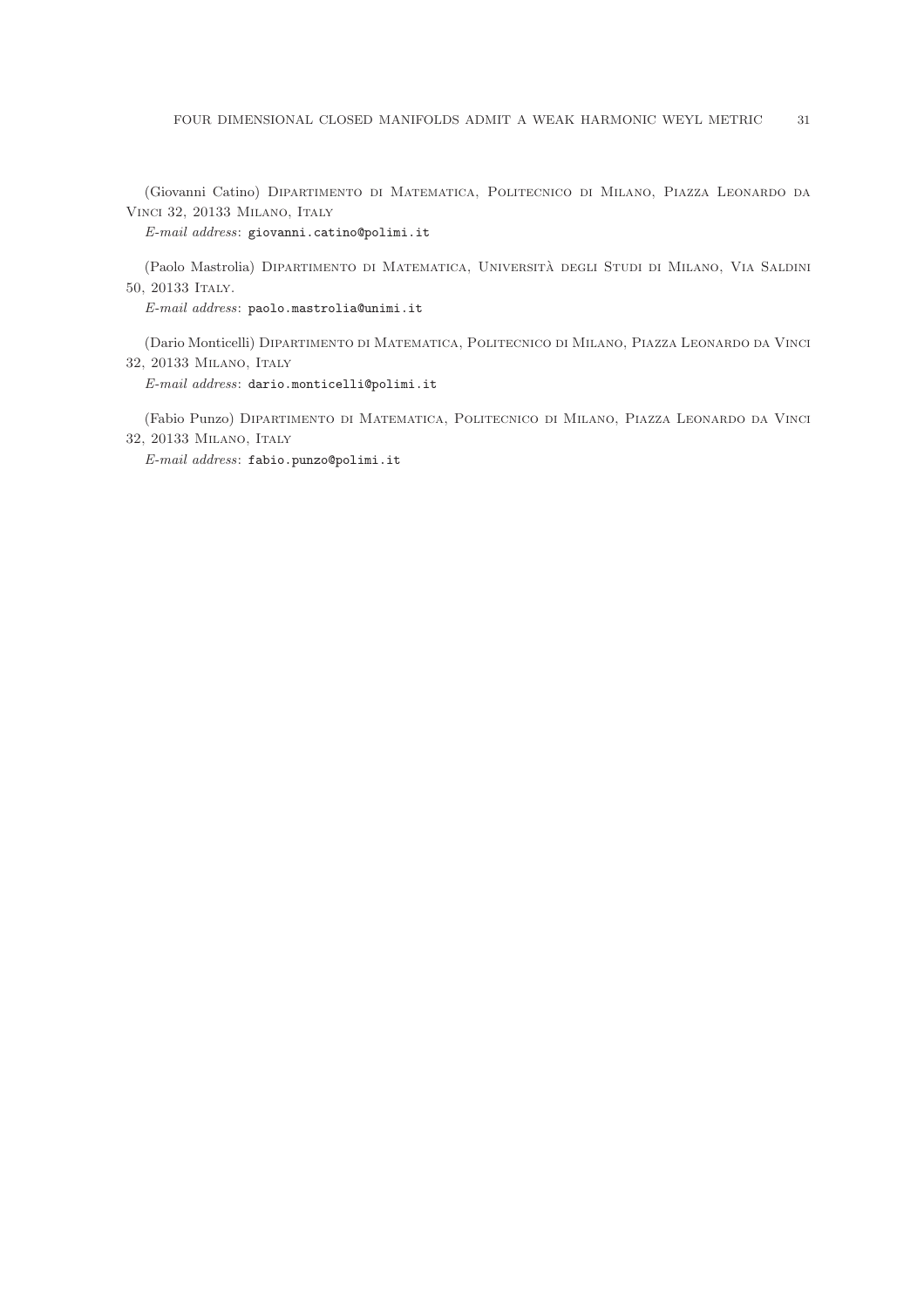(Giovanni Catino) Dipartimento di Matematica, Politecnico di Milano, Piazza Leonardo da Vinci 32, 20133 Milano, Italy

*E-mail address*: giovanni.catino@polimi.it

(Paolo Mastrolia) Dipartimento di Matematica, Università degli Studi di Milano, Via Saldini 50, 20133 Italy.

*E-mail address*: paolo.mastrolia@unimi.it

(Dario Monticelli) Dipartimento di Matematica, Politecnico di Milano, Piazza Leonardo da Vinci 32, 20133 Milano, Italy

*E-mail address*: dario.monticelli@polimi.it

(Fabio Punzo) Dipartimento di Matematica, Politecnico di Milano, Piazza Leonardo da Vinci 32, 20133 Milano, Italy

*E-mail address*: fabio.punzo@polimi.it